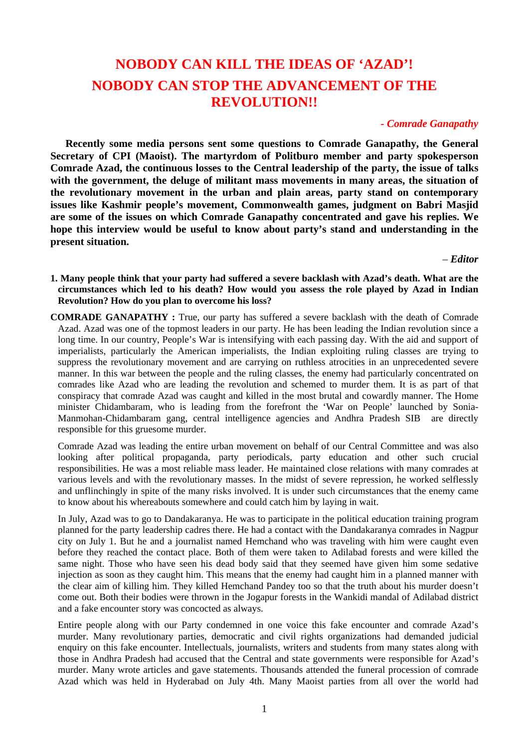# NOBODY CAN KILL THE IDEAS OF 'AZAD'!
# NOBODY CAN STOP THE ADVANCEMENT OF THE REVOLUTION!!

***- Comrade Ganapathy***

**Recently some media persons sent some questions to Comrade Ganapathy, the General Secretary of CPI (Maoist). The martyrdom of Politburo member and party spokesperson Comrade Azad, the continuous losses to the Central leadership of the party, the issue of talks with the government, the deluge of militant mass movements in many areas, the situation of the revolutionary movement in the urban and plain areas, party stand on contemporary issues like Kashmir people's movement, Commonwealth games, judgment on Babri Masjid are some of the issues on which Comrade Ganapathy concentrated and gave his replies. We hope this interview would be useful to know about party's stand and understanding in the present situation.**

***– Editor***

**1. Many people think that your party had suffered a severe backlash with Azad's death. What are the circumstances which led to his death? How would you assess the role played by Azad in Indian Revolution? How do you plan to overcome his loss?**

**COMRADE GANAPATHY :** True, our party has suffered a severe backlash with the death of Comrade Azad. Azad was one of the topmost leaders in our party. He has been leading the Indian revolution since a long time. In our country, People's War is intensifying with each passing day. With the aid and support of imperialists, particularly the American imperialists, the Indian exploiting ruling classes are trying to suppress the revolutionary movement and are carrying on ruthless atrocities in an unprecedented severe manner. In this war between the people and the ruling classes, the enemy had particularly concentrated on comrades like Azad who are leading the revolution and schemed to murder them. It is as part of that conspiracy that comrade Azad was caught and killed in the most brutal and cowardly manner. The Home minister Chidambaram, who is leading from the forefront the 'War on People' launched by Sonia-Manmohan-Chidambaram gang, central intelligence agencies and Andhra Pradesh SIB are directly responsible for this gruesome murder.

Comrade Azad was leading the entire urban movement on behalf of our Central Committee and was also looking after political propaganda, party periodicals, party education and other such crucial responsibilities. He was a most reliable mass leader. He maintained close relations with many comrades at various levels and with the revolutionary masses. In the midst of severe repression, he worked selflessly and unflinchingly in spite of the many risks involved. It is under such circumstances that the enemy came to know about his whereabouts somewhere and could catch him by laying in wait.

In July, Azad was to go to Dandakaranya. He was to participate in the political education training program planned for the party leadership cadres there. He had a contact with the Dandakaranya comrades in Nagpur city on July 1. But he and a journalist named Hemchand who was traveling with him were caught even before they reached the contact place. Both of them were taken to Adilabad forests and were killed the same night. Those who have seen his dead body said that they seemed have given him some sedative injection as soon as they caught him. This means that the enemy had caught him in a planned manner with the clear aim of killing him. They killed Hemchand Pandey too so that the truth about his murder doesn't come out. Both their bodies were thrown in the Jogapur forests in the Wankidi mandal of Adilabad district and a fake encounter story was concocted as always.

Entire people along with our Party condemned in one voice this fake encounter and comrade Azad's murder. Many revolutionary parties, democratic and civil rights organizations had demanded judicial enquiry on this fake encounter. Intellectuals, journalists, writers and students from many states along with those in Andhra Pradesh had accused that the Central and state governments were responsible for Azad's murder. Many wrote articles and gave statements. Thousands attended the funeral procession of comrade Azad which was held in Hyderabad on July 4th. Many Maoist parties from all over the world had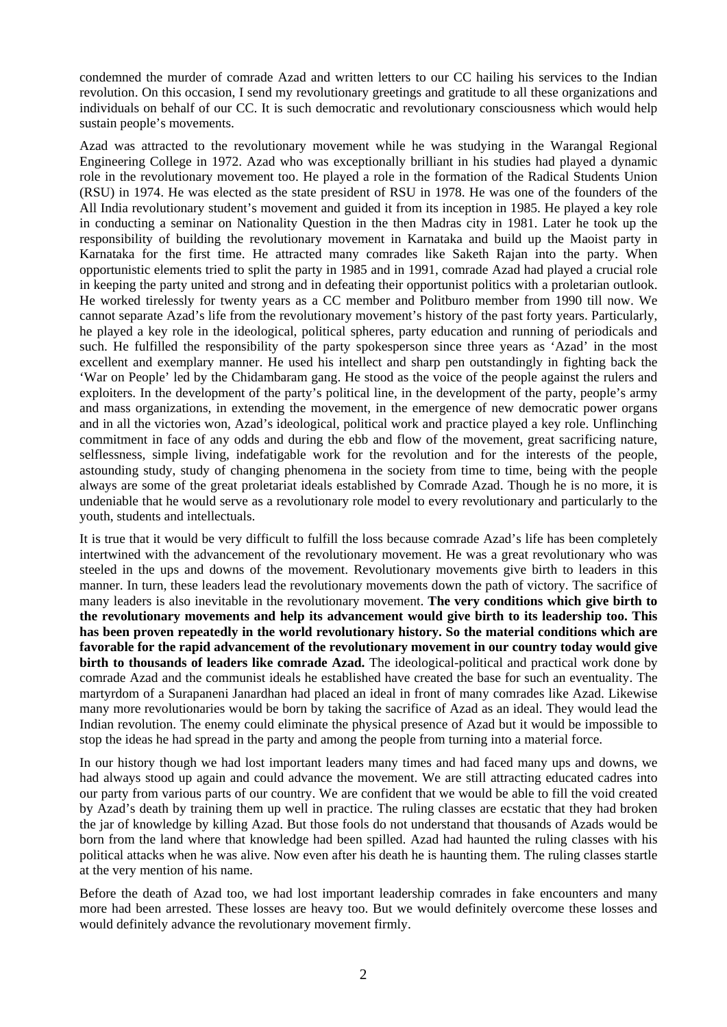condemned the murder of comrade Azad and written letters to our CC hailing his services to the Indian revolution. On this occasion, I send my revolutionary greetings and gratitude to all these organizations and individuals on behalf of our CC. It is such democratic and revolutionary consciousness which would help sustain people's movements.

Azad was attracted to the revolutionary movement while he was studying in the Warangal Regional Engineering College in 1972. Azad who was exceptionally brilliant in his studies had played a dynamic role in the revolutionary movement too. He played a role in the formation of the Radical Students Union (RSU) in 1974. He was elected as the state president of RSU in 1978. He was one of the founders of the All India revolutionary student's movement and guided it from its inception in 1985. He played a key role in conducting a seminar on Nationality Question in the then Madras city in 1981. Later he took up the responsibility of building the revolutionary movement in Karnataka and build up the Maoist party in Karnataka for the first time. He attracted many comrades like Saketh Rajan into the party. When opportunistic elements tried to split the party in 1985 and in 1991, comrade Azad had played a crucial role in keeping the party united and strong and in defeating their opportunist politics with a proletarian outlook. He worked tirelessly for twenty years as a CC member and Politburo member from 1990 till now. We cannot separate Azad's life from the revolutionary movement's history of the past forty years. Particularly, he played a key role in the ideological, political spheres, party education and running of periodicals and such. He fulfilled the responsibility of the party spokesperson since three years as 'Azad' in the most excellent and exemplary manner. He used his intellect and sharp pen outstandingly in fighting back the 'War on People' led by the Chidambaram gang. He stood as the voice of the people against the rulers and exploiters. In the development of the party's political line, in the development of the party, people's army and mass organizations, in extending the movement, in the emergence of new democratic power organs and in all the victories won, Azad's ideological, political work and practice played a key role. Unflinching commitment in face of any odds and during the ebb and flow of the movement, great sacrificing nature, selflessness, simple living, indefatigable work for the revolution and for the interests of the people, astounding study, study of changing phenomena in the society from time to time, being with the people always are some of the great proletariat ideals established by Comrade Azad. Though he is no more, it is undeniable that he would serve as a revolutionary role model to every revolutionary and particularly to the youth, students and intellectuals.

It is true that it would be very difficult to fulfill the loss because comrade Azad's life has been completely intertwined with the advancement of the revolutionary movement. He was a great revolutionary who was steeled in the ups and downs of the movement. Revolutionary movements give birth to leaders in this manner. In turn, these leaders lead the revolutionary movements down the path of victory. The sacrifice of many leaders is also inevitable in the revolutionary movement. **The very conditions which give birth to the revolutionary movements and help its advancement would give birth to its leadership too. This has been proven repeatedly in the world revolutionary history. So the material conditions which are favorable for the rapid advancement of the revolutionary movement in our country today would give birth to thousands of leaders like comrade Azad.** The ideological-political and practical work done by comrade Azad and the communist ideals he established have created the base for such an eventuality. The martyrdom of a Surapaneni Janardhan had placed an ideal in front of many comrades like Azad. Likewise many more revolutionaries would be born by taking the sacrifice of Azad as an ideal. They would lead the Indian revolution. The enemy could eliminate the physical presence of Azad but it would be impossible to stop the ideas he had spread in the party and among the people from turning into a material force.

In our history though we had lost important leaders many times and had faced many ups and downs, we had always stood up again and could advance the movement. We are still attracting educated cadres into our party from various parts of our country. We are confident that we would be able to fill the void created by Azad's death by training them up well in practice. The ruling classes are ecstatic that they had broken the jar of knowledge by killing Azad. But those fools do not understand that thousands of Azads would be born from the land where that knowledge had been spilled. Azad had haunted the ruling classes with his political attacks when he was alive. Now even after his death he is haunting them. The ruling classes startle at the very mention of his name.

Before the death of Azad too, we had lost important leadership comrades in fake encounters and many more had been arrested. These losses are heavy too. But we would definitely overcome these losses and would definitely advance the revolutionary movement firmly.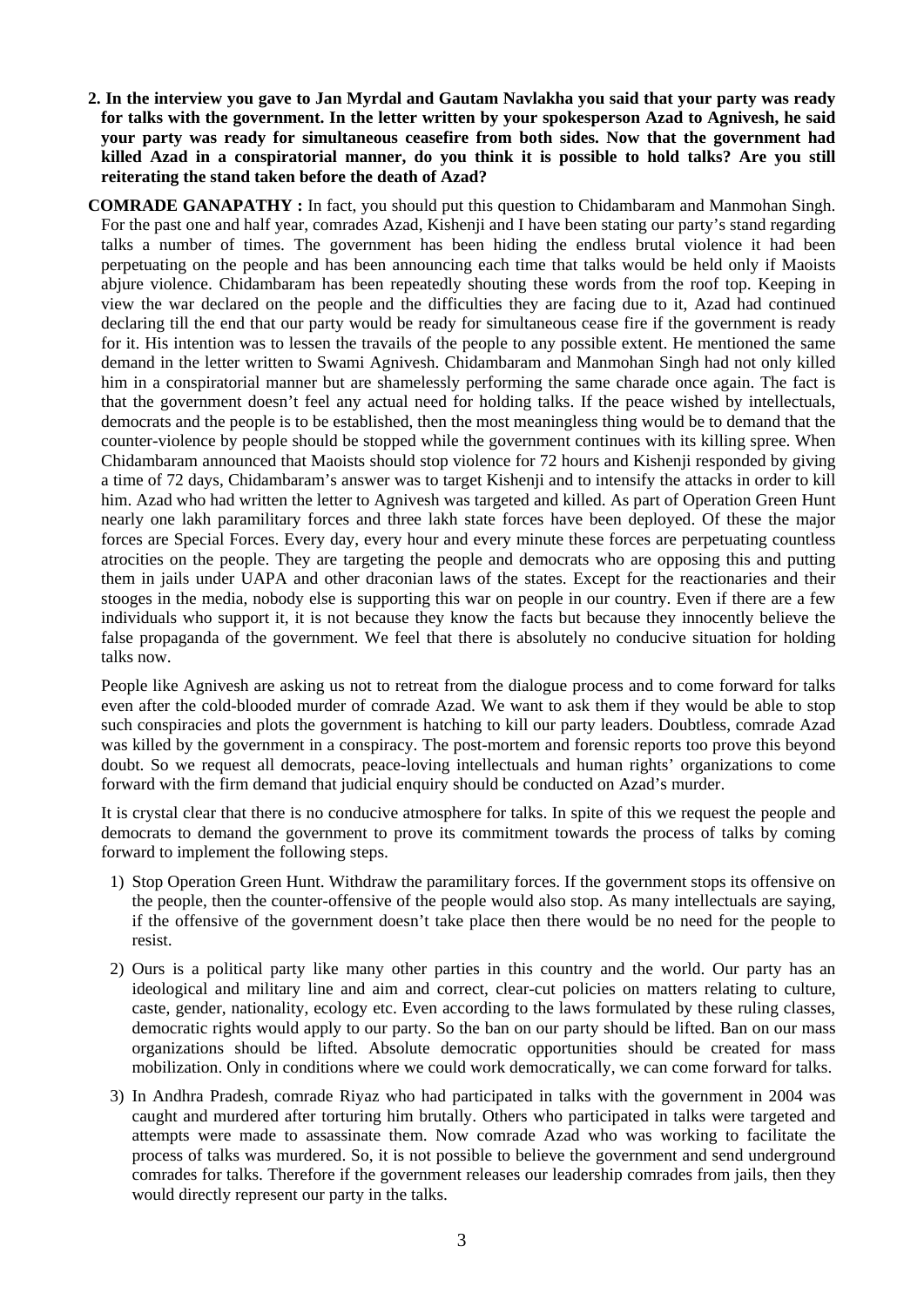**2. In the interview you gave to Jan Myrdal and Gautam Navlakha you said that your party was ready for talks with the government. In the letter written by your spokesperson Azad to Agnivesh, he said your party was ready for simultaneous ceasefire from both sides. Now that the government had killed Azad in a conspiratorial manner, do you think it is possible to hold talks? Are you still reiterating the stand taken before the death of Azad?**

**COMRADE GANAPATHY :** In fact, you should put this question to Chidambaram and Manmohan Singh. For the past one and half year, comrades Azad, Kishenji and I have been stating our party's stand regarding talks a number of times. The government has been hiding the endless brutal violence it had been perpetuating on the people and has been announcing each time that talks would be held only if Maoists abjure violence. Chidambaram has been repeatedly shouting these words from the roof top. Keeping in view the war declared on the people and the difficulties they are facing due to it, Azad had continued declaring till the end that our party would be ready for simultaneous cease fire if the government is ready for it. His intention was to lessen the travails of the people to any possible extent. He mentioned the same demand in the letter written to Swami Agnivesh. Chidambaram and Manmohan Singh had not only killed him in a conspiratorial manner but are shamelessly performing the same charade once again. The fact is that the government doesn't feel any actual need for holding talks. If the peace wished by intellectuals, democrats and the people is to be established, then the most meaningless thing would be to demand that the counter-violence by people should be stopped while the government continues with its killing spree. When Chidambaram announced that Maoists should stop violence for 72 hours and Kishenji responded by giving a time of 72 days, Chidambaram's answer was to target Kishenji and to intensify the attacks in order to kill him. Azad who had written the letter to Agnivesh was targeted and killed. As part of Operation Green Hunt nearly one lakh paramilitary forces and three lakh state forces have been deployed. Of these the major forces are Special Forces. Every day, every hour and every minute these forces are perpetuating countless atrocities on the people. They are targeting the people and democrats who are opposing this and putting them in jails under UAPA and other draconian laws of the states. Except for the reactionaries and their stooges in the media, nobody else is supporting this war on people in our country. Even if there are a few individuals who support it, it is not because they know the facts but because they innocently believe the false propaganda of the government. We feel that there is absolutely no conducive situation for holding talks now.

People like Agnivesh are asking us not to retreat from the dialogue process and to come forward for talks even after the cold-blooded murder of comrade Azad. We want to ask them if they would be able to stop such conspiracies and plots the government is hatching to kill our party leaders. Doubtless, comrade Azad was killed by the government in a conspiracy. The post-mortem and forensic reports too prove this beyond doubt. So we request all democrats, peace-loving intellectuals and human rights' organizations to come forward with the firm demand that judicial enquiry should be conducted on Azad's murder.

It is crystal clear that there is no conducive atmosphere for talks. In spite of this we request the people and democrats to demand the government to prove its commitment towards the process of talks by coming forward to implement the following steps.

1) Stop Operation Green Hunt. Withdraw the paramilitary forces. If the government stops its offensive on the people, then the counter-offensive of the people would also stop. As many intellectuals are saying, if the offensive of the government doesn't take place then there would be no need for the people to resist.

2) Ours is a political party like many other parties in this country and the world. Our party has an ideological and military line and aim and correct, clear-cut policies on matters relating to culture, caste, gender, nationality, ecology etc. Even according to the laws formulated by these ruling classes, democratic rights would apply to our party. So the ban on our party should be lifted. Ban on our mass organizations should be lifted. Absolute democratic opportunities should be created for mass mobilization. Only in conditions where we could work democratically, we can come forward for talks.

3) In Andhra Pradesh, comrade Riyaz who had participated in talks with the government in 2004 was caught and murdered after torturing him brutally. Others who participated in talks were targeted and attempts were made to assassinate them. Now comrade Azad who was working to facilitate the process of talks was murdered. So, it is not possible to believe the government and send underground comrades for talks. Therefore if the government releases our leadership comrades from jails, then they would directly represent our party in the talks.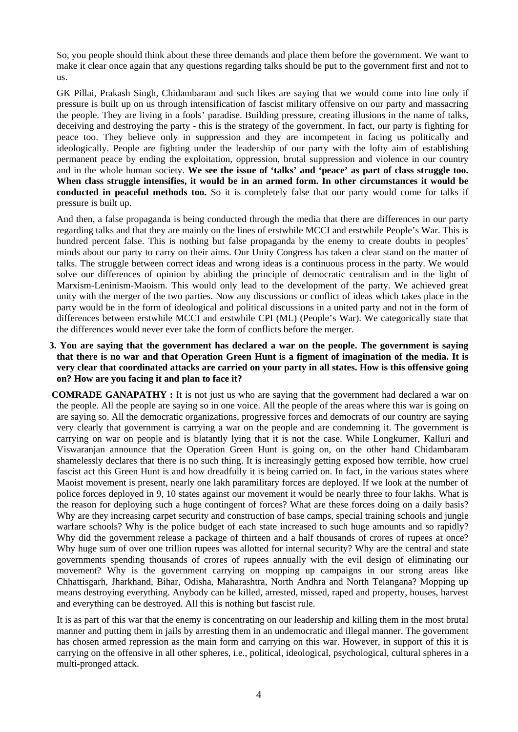So, you people should think about these three demands and place them before the government. We want to make it clear once again that any questions regarding talks should be put to the government first and not to us.

GK Pillai, Prakash Singh, Chidambaram and such likes are saying that we would come into line only if pressure is built up on us through intensification of fascist military offensive on our party and massacring the people. They are living in a fools' paradise. Building pressure, creating illusions in the name of talks, deceiving and destroying the party - this is the strategy of the government. In fact, our party is fighting for peace too. They believe only in suppression and they are incompetent in facing us politically and ideologically. People are fighting under the leadership of our party with the lofty aim of establishing permanent peace by ending the exploitation, oppression, brutal suppression and violence in our country and in the whole human society. **We see the issue of 'talks' and 'peace' as part of class struggle too. When class struggle intensifies, it would be in an armed form. In other circumstances it would be conducted in peaceful methods too.** So it is completely false that our party would come for talks if pressure is built up.

And then, a false propaganda is being conducted through the media that there are differences in our party regarding talks and that they are mainly on the lines of erstwhile MCCI and erstwhile People's War. This is hundred percent false. This is nothing but false propaganda by the enemy to create doubts in peoples' minds about our party to carry on their aims. Our Unity Congress has taken a clear stand on the matter of talks. The struggle between correct ideas and wrong ideas is a continuous process in the party. We would solve our differences of opinion by abiding the principle of democratic centralism and in the light of Marxism-Leninism-Maoism. This would only lead to the development of the party. We achieved great unity with the merger of the two parties. Now any discussions or conflict of ideas which takes place in the party would be in the form of ideological and political discussions in a united party and not in the form of differences between erstwhile MCCI and erstwhile CPI (ML) (People's War). We categorically state that the differences would never ever take the form of conflicts before the merger.

**3. You are saying that the government has declared a war on the people. The government is saying that there is no war and that Operation Green Hunt is a figment of imagination of the media. It is very clear that coordinated attacks are carried on your party in all states. How is this offensive going on? How are you facing it and plan to face it?**

**COMRADE GANAPATHY :** It is not just us who are saying that the government had declared a war on the people. All the people are saying so in one voice. All the people of the areas where this war is going on are saying so. All the democratic organizations, progressive forces and democrats of our country are saying very clearly that government is carrying a war on the people and are condemning it. The government is carrying on war on people and is blatantly lying that it is not the case. While Longkumer, Kalluri and Viswaranjan announce that the Operation Green Hunt is going on, on the other hand Chidambaram shamelessly declares that there is no such thing. It is increasingly getting exposed how terrible, how cruel fascist act this Green Hunt is and how dreadfully it is being carried on. In fact, in the various states where Maoist movement is present, nearly one lakh paramilitary forces are deployed. If we look at the number of police forces deployed in 9, 10 states against our movement it would be nearly three to four lakhs. What is the reason for deploying such a huge contingent of forces? What are these forces doing on a daily basis? Why are they increasing carpet security and construction of base camps, special training schools and jungle warfare schools? Why is the police budget of each state increased to such huge amounts and so rapidly? Why did the government release a package of thirteen and a half thousands of crores of rupees at once? Why huge sum of over one trillion rupees was allotted for internal security? Why are the central and state governments spending thousands of crores of rupees annually with the evil design of eliminating our movement? Why is the government carrying on mopping up campaigns in our strong areas like Chhattisgarh, Jharkhand, Bihar, Odisha, Maharashtra, North Andhra and North Telangana? Mopping up means destroying everything. Anybody can be killed, arrested, missed, raped and property, houses, harvest and everything can be destroyed. All this is nothing but fascist rule.

It is as part of this war that the enemy is concentrating on our leadership and killing them in the most brutal manner and putting them in jails by arresting them in an undemocratic and illegal manner. The government has chosen armed repression as the main form and carrying on this war. However, in support of this it is carrying on the offensive in all other spheres, i.e., political, ideological, psychological, cultural spheres in a multi-pronged attack.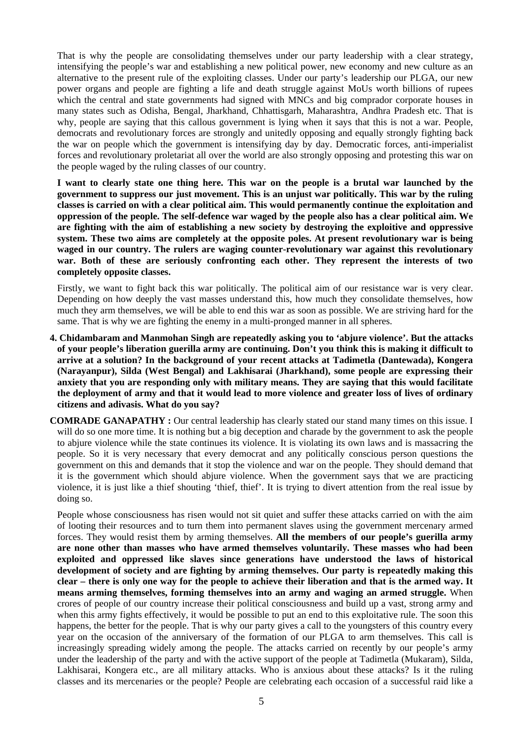That is why the people are consolidating themselves under our party leadership with a clear strategy, intensifying the people's war and establishing a new political power, new economy and new culture as an alternative to the present rule of the exploiting classes. Under our party's leadership our PLGA, our new power organs and people are fighting a life and death struggle against MoUs worth billions of rupees which the central and state governments had signed with MNCs and big comprador corporate houses in many states such as Odisha, Bengal, Jharkhand, Chhattisgarh, Maharashtra, Andhra Pradesh etc. That is why, people are saying that this callous government is lying when it says that this is not a war. People, democrats and revolutionary forces are strongly and unitedly opposing and equally strongly fighting back the war on people which the government is intensifying day by day. Democratic forces, anti-imperialist forces and revolutionary proletariat all over the world are also strongly opposing and protesting this war on the people waged by the ruling classes of our country.

**I want to clearly state one thing here. This war on the people is a brutal war launched by the government to suppress our just movement. This is an unjust war politically. This war by the ruling classes is carried on with a clear political aim. This would permanently continue the exploitation and oppression of the people. The self-defence war waged by the people also has a clear political aim. We are fighting with the aim of establishing a new society by destroying the exploitive and oppressive system. These two aims are completely at the opposite poles. At present revolutionary war is being waged in our country. The rulers are waging counter-revolutionary war against this revolutionary war. Both of these are seriously confronting each other. They represent the interests of two completely opposite classes.**

Firstly, we want to fight back this war politically. The political aim of our resistance war is very clear. Depending on how deeply the vast masses understand this, how much they consolidate themselves, how much they arm themselves, we will be able to end this war as soon as possible. We are striving hard for the same. That is why we are fighting the enemy in a multi-pronged manner in all spheres.

**4. Chidambaram and Manmohan Singh are repeatedly asking you to 'abjure violence'. But the attacks of your people's liberation guerilla army are continuing. Don't you think this is making it difficult to arrive at a solution? In the background of your recent attacks at Tadimetla (Dantewada), Kongera (Narayanpur), Silda (West Bengal) and Lakhisarai (Jharkhand), some people are expressing their anxiety that you are responding only with military means. They are saying that this would facilitate the deployment of army and that it would lead to more violence and greater loss of lives of ordinary citizens and adivasis. What do you say?**

**COMRADE GANAPATHY :** Our central leadership has clearly stated our stand many times on this issue. I will do so one more time. It is nothing but a big deception and charade by the government to ask the people to abjure violence while the state continues its violence. It is violating its own laws and is massacring the people. So it is very necessary that every democrat and any politically conscious person questions the government on this and demands that it stop the violence and war on the people. They should demand that it is the government which should abjure violence. When the government says that we are practicing violence, it is just like a thief shouting 'thief, thief'. It is trying to divert attention from the real issue by doing so.

People whose consciousness has risen would not sit quiet and suffer these attacks carried on with the aim of looting their resources and to turn them into permanent slaves using the government mercenary armed forces. They would resist them by arming themselves. **All the members of our people's guerilla army are none other than masses who have armed themselves voluntarily. These masses who had been exploited and oppressed like slaves since generations have understood the laws of historical development of society and are fighting by arming themselves. Our party is repeatedly making this clear – there is only one way for the people to achieve their liberation and that is the armed way. It means arming themselves, forming themselves into an army and waging an armed struggle.** When crores of people of our country increase their political consciousness and build up a vast, strong army and when this army fights effectively, it would be possible to put an end to this exploitative rule. The soon this happens, the better for the people. That is why our party gives a call to the youngsters of this country every year on the occasion of the anniversary of the formation of our PLGA to arm themselves. This call is increasingly spreading widely among the people. The attacks carried on recently by our people's army under the leadership of the party and with the active support of the people at Tadimetla (Mukaram), Silda, Lakhisarai, Kongera etc., are all military attacks. Who is anxious about these attacks? Is it the ruling classes and its mercenaries or the people? People are celebrating each occasion of a successful raid like a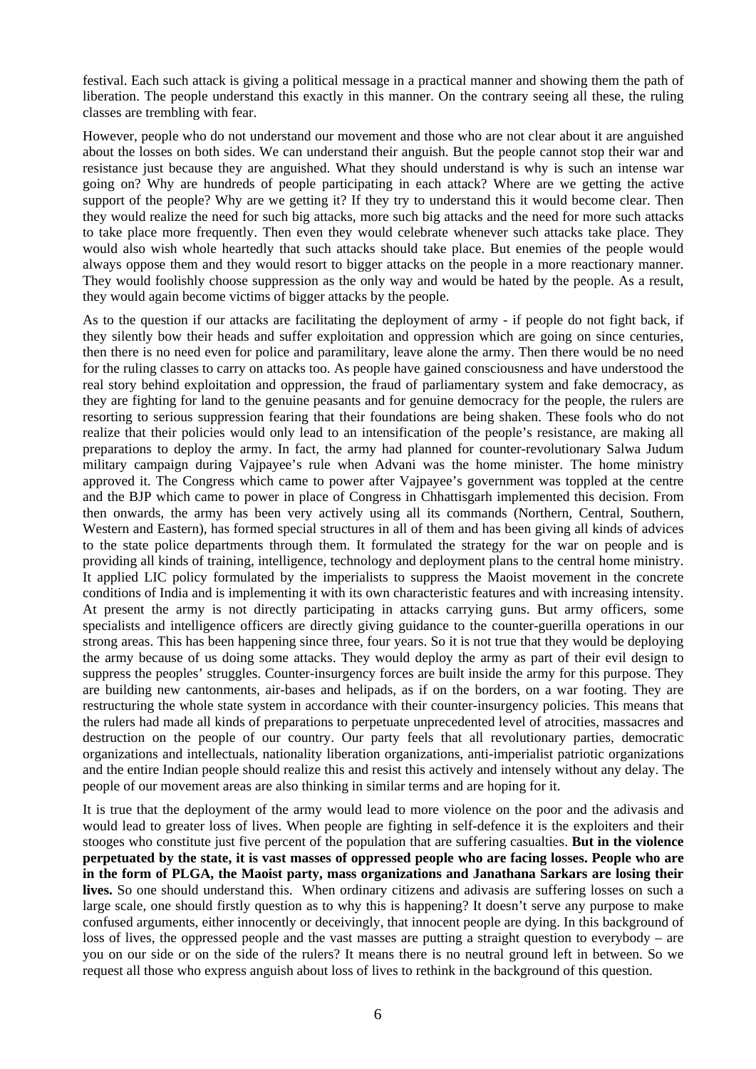festival. Each such attack is giving a political message in a practical manner and showing them the path of liberation. The people understand this exactly in this manner. On the contrary seeing all these, the ruling classes are trembling with fear.

However, people who do not understand our movement and those who are not clear about it are anguished about the losses on both sides. We can understand their anguish. But the people cannot stop their war and resistance just because they are anguished. What they should understand is why is such an intense war going on? Why are hundreds of people participating in each attack? Where are we getting the active support of the people? Why are we getting it? If they try to understand this it would become clear. Then they would realize the need for such big attacks, more such big attacks and the need for more such attacks to take place more frequently. Then even they would celebrate whenever such attacks take place. They would also wish whole heartedly that such attacks should take place. But enemies of the people would always oppose them and they would resort to bigger attacks on the people in a more reactionary manner. They would foolishly choose suppression as the only way and would be hated by the people. As a result, they would again become victims of bigger attacks by the people.

As to the question if our attacks are facilitating the deployment of army - if people do not fight back, if they silently bow their heads and suffer exploitation and oppression which are going on since centuries, then there is no need even for police and paramilitary, leave alone the army. Then there would be no need for the ruling classes to carry on attacks too. As people have gained consciousness and have understood the real story behind exploitation and oppression, the fraud of parliamentary system and fake democracy, as they are fighting for land to the genuine peasants and for genuine democracy for the people, the rulers are resorting to serious suppression fearing that their foundations are being shaken. These fools who do not realize that their policies would only lead to an intensification of the people's resistance, are making all preparations to deploy the army. In fact, the army had planned for counter-revolutionary Salwa Judum military campaign during Vajpayee's rule when Advani was the home minister. The home ministry approved it. The Congress which came to power after Vajpayee's government was toppled at the centre and the BJP which came to power in place of Congress in Chhattisgarh implemented this decision. From then onwards, the army has been very actively using all its commands (Northern, Central, Southern, Western and Eastern), has formed special structures in all of them and has been giving all kinds of advices to the state police departments through them. It formulated the strategy for the war on people and is providing all kinds of training, intelligence, technology and deployment plans to the central home ministry. It applied LIC policy formulated by the imperialists to suppress the Maoist movement in the concrete conditions of India and is implementing it with its own characteristic features and with increasing intensity. At present the army is not directly participating in attacks carrying guns. But army officers, some specialists and intelligence officers are directly giving guidance to the counter-guerilla operations in our strong areas. This has been happening since three, four years. So it is not true that they would be deploying the army because of us doing some attacks. They would deploy the army as part of their evil design to suppress the peoples' struggles. Counter-insurgency forces are built inside the army for this purpose. They are building new cantonments, air-bases and helipads, as if on the borders, on a war footing. They are restructuring the whole state system in accordance with their counter-insurgency policies. This means that the rulers had made all kinds of preparations to perpetuate unprecedented level of atrocities, massacres and destruction on the people of our country. Our party feels that all revolutionary parties, democratic organizations and intellectuals, nationality liberation organizations, anti-imperialist patriotic organizations and the entire Indian people should realize this and resist this actively and intensely without any delay. The people of our movement areas are also thinking in similar terms and are hoping for it.

It is true that the deployment of the army would lead to more violence on the poor and the adivasis and would lead to greater loss of lives. When people are fighting in self-defence it is the exploiters and their stooges who constitute just five percent of the population that are suffering casualties. **But in the violence perpetuated by the state, it is vast masses of oppressed people who are facing losses. People who are in the form of PLGA, the Maoist party, mass organizations and Janathana Sarkars are losing their lives.** So one should understand this. When ordinary citizens and adivasis are suffering losses on such a large scale, one should firstly question as to why this is happening? It doesn't serve any purpose to make confused arguments, either innocently or deceivingly, that innocent people are dying. In this background of loss of lives, the oppressed people and the vast masses are putting a straight question to everybody – are you on our side or on the side of the rulers? It means there is no neutral ground left in between. So we request all those who express anguish about loss of lives to rethink in the background of this question.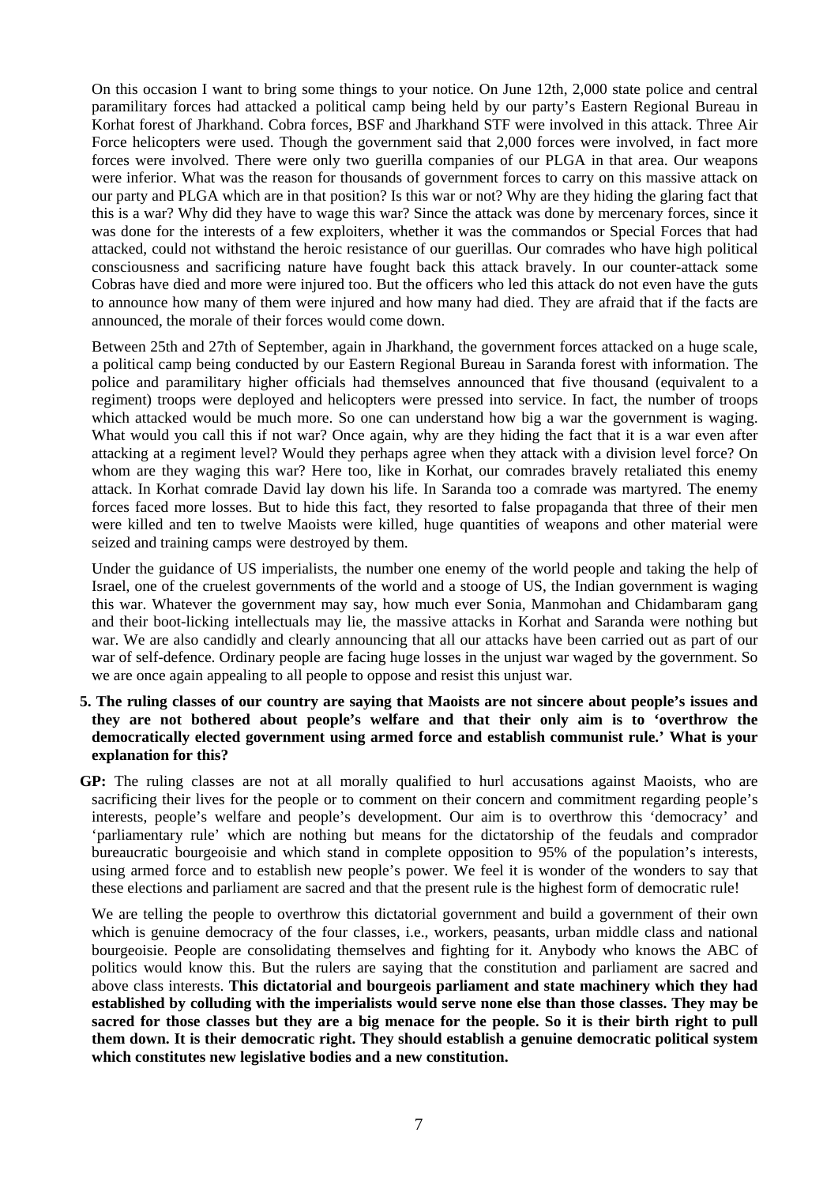On this occasion I want to bring some things to your notice. On June 12th, 2,000 state police and central paramilitary forces had attacked a political camp being held by our party's Eastern Regional Bureau in Korhat forest of Jharkhand. Cobra forces, BSF and Jharkhand STF were involved in this attack. Three Air Force helicopters were used. Though the government said that 2,000 forces were involved, in fact more forces were involved. There were only two guerilla companies of our PLGA in that area. Our weapons were inferior. What was the reason for thousands of government forces to carry on this massive attack on our party and PLGA which are in that position? Is this war or not? Why are they hiding the glaring fact that this is a war? Why did they have to wage this war? Since the attack was done by mercenary forces, since it was done for the interests of a few exploiters, whether it was the commandos or Special Forces that had attacked, could not withstand the heroic resistance of our guerillas. Our comrades who have high political consciousness and sacrificing nature have fought back this attack bravely. In our counter-attack some Cobras have died and more were injured too. But the officers who led this attack do not even have the guts to announce how many of them were injured and how many had died. They are afraid that if the facts are announced, the morale of their forces would come down.

Between 25th and 27th of September, again in Jharkhand, the government forces attacked on a huge scale, a political camp being conducted by our Eastern Regional Bureau in Saranda forest with information. The police and paramilitary higher officials had themselves announced that five thousand (equivalent to a regiment) troops were deployed and helicopters were pressed into service. In fact, the number of troops which attacked would be much more. So one can understand how big a war the government is waging. What would you call this if not war? Once again, why are they hiding the fact that it is a war even after attacking at a regiment level? Would they perhaps agree when they attack with a division level force? On whom are they waging this war? Here too, like in Korhat, our comrades bravely retaliated this enemy attack. In Korhat comrade David lay down his life. In Saranda too a comrade was martyred. The enemy forces faced more losses. But to hide this fact, they resorted to false propaganda that three of their men were killed and ten to twelve Maoists were killed, huge quantities of weapons and other material were seized and training camps were destroyed by them.

Under the guidance of US imperialists, the number one enemy of the world people and taking the help of Israel, one of the cruelest governments of the world and a stooge of US, the Indian government is waging this war. Whatever the government may say, how much ever Sonia, Manmohan and Chidambaram gang and their boot-licking intellectuals may lie, the massive attacks in Korhat and Saranda were nothing but war. We are also candidly and clearly announcing that all our attacks have been carried out as part of our war of self-defence. Ordinary people are facing huge losses in the unjust war waged by the government. So we are once again appealing to all people to oppose and resist this unjust war.

**5. The ruling classes of our country are saying that Maoists are not sincere about people's issues and they are not bothered about people's welfare and that their only aim is to 'overthrow the democratically elected government using armed force and establish communist rule.' What is your explanation for this?**

**GP:** The ruling classes are not at all morally qualified to hurl accusations against Maoists, who are sacrificing their lives for the people or to comment on their concern and commitment regarding people's interests, people's welfare and people's development. Our aim is to overthrow this 'democracy' and 'parliamentary rule' which are nothing but means for the dictatorship of the feudals and comprador bureaucratic bourgeoisie and which stand in complete opposition to 95% of the population's interests, using armed force and to establish new people's power. We feel it is wonder of the wonders to say that these elections and parliament are sacred and that the present rule is the highest form of democratic rule!

We are telling the people to overthrow this dictatorial government and build a government of their own which is genuine democracy of the four classes, i.e., workers, peasants, urban middle class and national bourgeoisie. People are consolidating themselves and fighting for it. Anybody who knows the ABC of politics would know this. But the rulers are saying that the constitution and parliament are sacred and above class interests. **This dictatorial and bourgeois parliament and state machinery which they had established by colluding with the imperialists would serve none else than those classes. They may be sacred for those classes but they are a big menace for the people. So it is their birth right to pull them down. It is their democratic right. They should establish a genuine democratic political system which constitutes new legislative bodies and a new constitution.**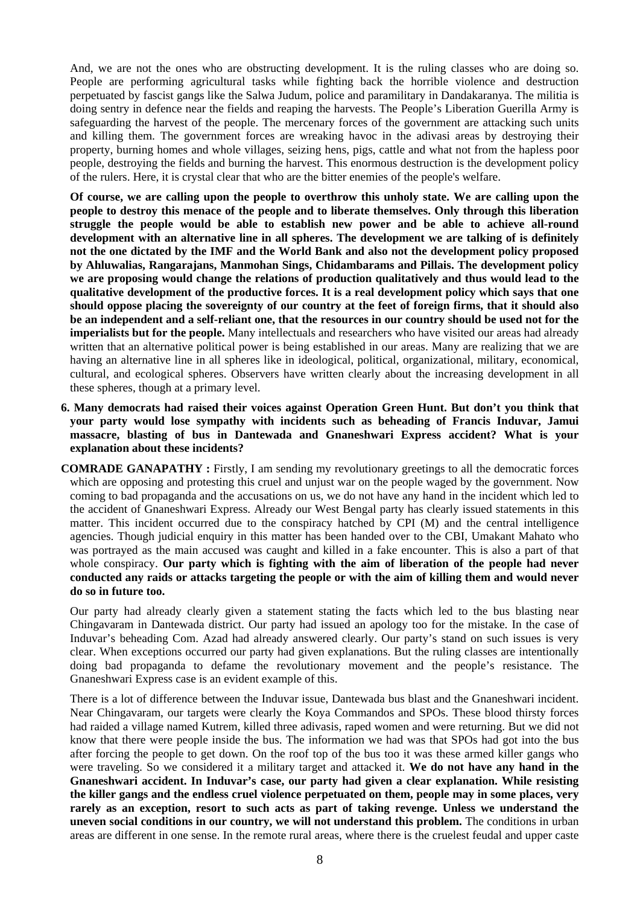And, we are not the ones who are obstructing development. It is the ruling classes who are doing so. People are performing agricultural tasks while fighting back the horrible violence and destruction perpetuated by fascist gangs like the Salwa Judum, police and paramilitary in Dandakaranya. The militia is doing sentry in defence near the fields and reaping the harvests. The People's Liberation Guerilla Army is safeguarding the harvest of the people. The mercenary forces of the government are attacking such units and killing them. The government forces are wreaking havoc in the adivasi areas by destroying their property, burning homes and whole villages, seizing hens, pigs, cattle and what not from the hapless poor people, destroying the fields and burning the harvest. This enormous destruction is the development policy of the rulers. Here, it is crystal clear that who are the bitter enemies of the people's welfare.

**Of course, we are calling upon the people to overthrow this unholy state. We are calling upon the people to destroy this menace of the people and to liberate themselves. Only through this liberation struggle the people would be able to establish new power and be able to achieve all-round development with an alternative line in all spheres. The development we are talking of is definitely not the one dictated by the IMF and the World Bank and also not the development policy proposed by Ahluwalias, Rangarajans, Manmohan Sings, Chidambarams and Pillais. The development policy we are proposing would change the relations of production qualitatively and thus would lead to the qualitative development of the productive forces. It is a real development policy which says that one should oppose placing the sovereignty of our country at the feet of foreign firms, that it should also be an independent and a self-reliant one, that the resources in our country should be used not for the imperialists but for the people.** Many intellectuals and researchers who have visited our areas had already written that an alternative political power is being established in our areas. Many are realizing that we are having an alternative line in all spheres like in ideological, political, organizational, military, economical, cultural, and ecological spheres. Observers have written clearly about the increasing development in all these spheres, though at a primary level.

**6. Many democrats had raised their voices against Operation Green Hunt. But don't you think that your party would lose sympathy with incidents such as beheading of Francis Induvar, Jamui massacre, blasting of bus in Dantewada and Gnaneshwari Express accident? What is your explanation about these incidents?**

**COMRADE GANAPATHY :** Firstly, I am sending my revolutionary greetings to all the democratic forces which are opposing and protesting this cruel and unjust war on the people waged by the government. Now coming to bad propaganda and the accusations on us, we do not have any hand in the incident which led to the accident of Gnaneshwari Express. Already our West Bengal party has clearly issued statements in this matter. This incident occurred due to the conspiracy hatched by CPI (M) and the central intelligence agencies. Though judicial enquiry in this matter has been handed over to the CBI, Umakant Mahato who was portrayed as the main accused was caught and killed in a fake encounter. This is also a part of that whole conspiracy. **Our party which is fighting with the aim of liberation of the people had never conducted any raids or attacks targeting the people or with the aim of killing them and would never do so in future too.**

Our party had already clearly given a statement stating the facts which led to the bus blasting near Chingavaram in Dantewada district. Our party had issued an apology too for the mistake. In the case of Induvar's beheading Com. Azad had already answered clearly. Our party's stand on such issues is very clear. When exceptions occurred our party had given explanations. But the ruling classes are intentionally doing bad propaganda to defame the revolutionary movement and the people's resistance. The Gnaneshwari Express case is an evident example of this.

There is a lot of difference between the Induvar issue, Dantewada bus blast and the Gnaneshwari incident. Near Chingavaram, our targets were clearly the Koya Commandos and SPOs. These blood thirsty forces had raided a village named Kutrem, killed three adivasis, raped women and were returning. But we did not know that there were people inside the bus. The information we had was that SPOs had got into the bus after forcing the people to get down. On the roof top of the bus too it was these armed killer gangs who were traveling. So we considered it a military target and attacked it. **We do not have any hand in the Gnaneshwari accident. In Induvar's case, our party had given a clear explanation. While resisting the killer gangs and the endless cruel violence perpetuated on them, people may in some places, very rarely as an exception, resort to such acts as part of taking revenge. Unless we understand the uneven social conditions in our country, we will not understand this problem.** The conditions in urban areas are different in one sense. In the remote rural areas, where there is the cruelest feudal and upper caste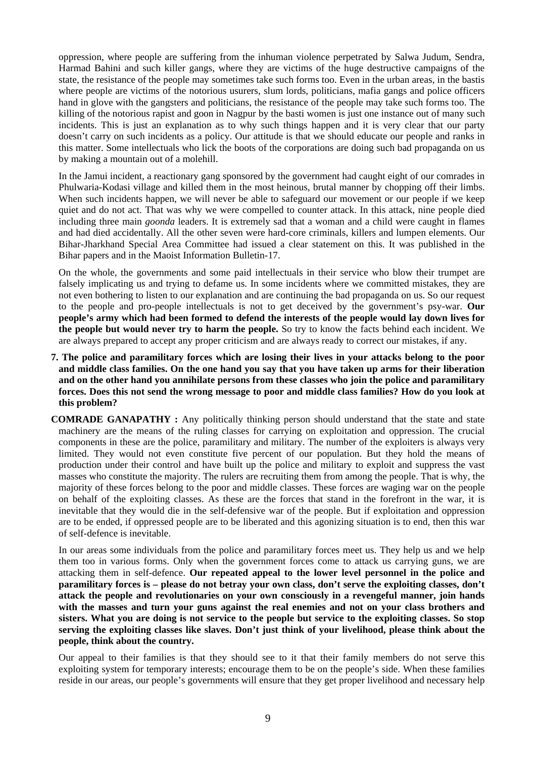oppression, where people are suffering from the inhuman violence perpetrated by Salwa Judum, Sendra, Harmad Bahini and such killer gangs, where they are victims of the huge destructive campaigns of the state, the resistance of the people may sometimes take such forms too. Even in the urban areas, in the bastis where people are victims of the notorious usurers, slum lords, politicians, mafia gangs and police officers hand in glove with the gangsters and politicians, the resistance of the people may take such forms too. The killing of the notorious rapist and goon in Nagpur by the basti women is just one instance out of many such incidents. This is just an explanation as to why such things happen and it is very clear that our party doesn't carry on such incidents as a policy. Our attitude is that we should educate our people and ranks in this matter. Some intellectuals who lick the boots of the corporations are doing such bad propaganda on us by making a mountain out of a molehill.

In the Jamui incident, a reactionary gang sponsored by the government had caught eight of our comrades in Phulwaria-Kodasi village and killed them in the most heinous, brutal manner by chopping off their limbs. When such incidents happen, we will never be able to safeguard our movement or our people if we keep quiet and do not act. That was why we were compelled to counter attack. In this attack, nine people died including three main *goonda* leaders. It is extremely sad that a woman and a child were caught in flames and had died accidentally. All the other seven were hard-core criminals, killers and lumpen elements. Our Bihar-Jharkhand Special Area Committee had issued a clear statement on this. It was published in the Bihar papers and in the Maoist Information Bulletin-17.

On the whole, the governments and some paid intellectuals in their service who blow their trumpet are falsely implicating us and trying to defame us. In some incidents where we committed mistakes, they are not even bothering to listen to our explanation and are continuing the bad propaganda on us. So our request to the people and pro-people intellectuals is not to get deceived by the government's psy-war. **Our people's army which had been formed to defend the interests of the people would lay down lives for the people but would never try to harm the people.** So try to know the facts behind each incident. We are always prepared to accept any proper criticism and are always ready to correct our mistakes, if any.

**7. The police and paramilitary forces which are losing their lives in your attacks belong to the poor and middle class families. On the one hand you say that you have taken up arms for their liberation and on the other hand you annihilate persons from these classes who join the police and paramilitary forces. Does this not send the wrong message to poor and middle class families? How do you look at this problem?**

**COMRADE GANAPATHY :** Any politically thinking person should understand that the state and state machinery are the means of the ruling classes for carrying on exploitation and oppression. The crucial components in these are the police, paramilitary and military. The number of the exploiters is always very limited. They would not even constitute five percent of our population. But they hold the means of production under their control and have built up the police and military to exploit and suppress the vast masses who constitute the majority. The rulers are recruiting them from among the people. That is why, the majority of these forces belong to the poor and middle classes. These forces are waging war on the people on behalf of the exploiting classes. As these are the forces that stand in the forefront in the war, it is inevitable that they would die in the self-defensive war of the people. But if exploitation and oppression are to be ended, if oppressed people are to be liberated and this agonizing situation is to end, then this war of self-defence is inevitable.

In our areas some individuals from the police and paramilitary forces meet us. They help us and we help them too in various forms. Only when the government forces come to attack us carrying guns, we are attacking them in self-defence. **Our repeated appeal to the lower level personnel in the police and paramilitary forces is – please do not betray your own class, don't serve the exploiting classes, don't attack the people and revolutionaries on your own consciously in a revengeful manner, join hands with the masses and turn your guns against the real enemies and not on your class brothers and sisters. What you are doing is not service to the people but service to the exploiting classes. So stop serving the exploiting classes like slaves. Don't just think of your livelihood, please think about the people, think about the country.**

Our appeal to their families is that they should see to it that their family members do not serve this exploiting system for temporary interests; encourage them to be on the people's side. When these families reside in our areas, our people's governments will ensure that they get proper livelihood and necessary help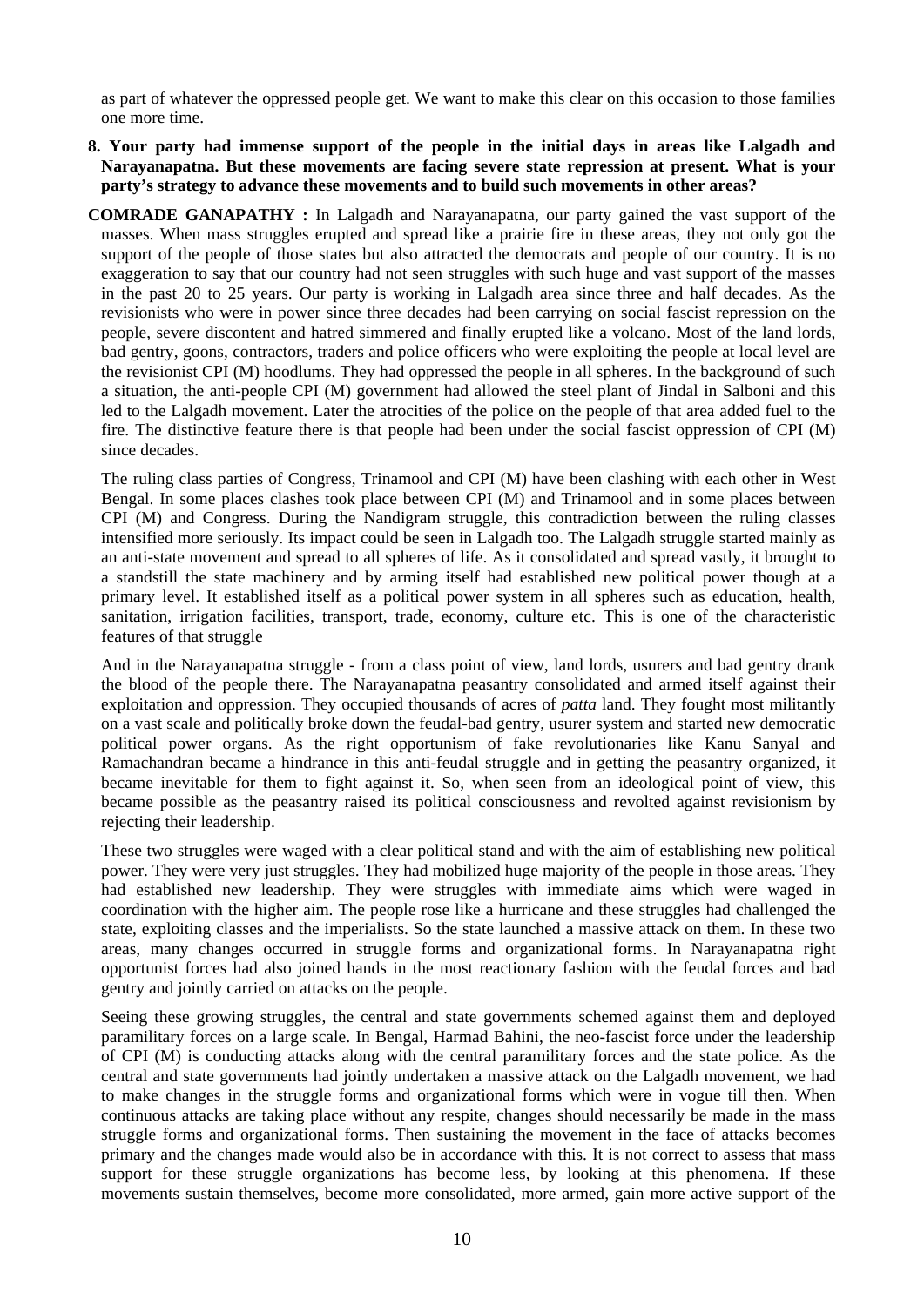as part of whatever the oppressed people get. We want to make this clear on this occasion to those families one more time.

**8. Your party had immense support of the people in the initial days in areas like Lalgadh and Narayanapatna. But these movements are facing severe state repression at present. What is your party's strategy to advance these movements and to build such movements in other areas?**

**COMRADE GANAPATHY :** In Lalgadh and Narayanapatna, our party gained the vast support of the masses. When mass struggles erupted and spread like a prairie fire in these areas, they not only got the support of the people of those states but also attracted the democrats and people of our country. It is no exaggeration to say that our country had not seen struggles with such huge and vast support of the masses in the past 20 to 25 years. Our party is working in Lalgadh area since three and half decades. As the revisionists who were in power since three decades had been carrying on social fascist repression on the people, severe discontent and hatred simmered and finally erupted like a volcano. Most of the land lords, bad gentry, goons, contractors, traders and police officers who were exploiting the people at local level are the revisionist CPI (M) hoodlums. They had oppressed the people in all spheres. In the background of such a situation, the anti-people CPI (M) government had allowed the steel plant of Jindal in Salboni and this led to the Lalgadh movement. Later the atrocities of the police on the people of that area added fuel to the fire. The distinctive feature there is that people had been under the social fascist oppression of CPI (M) since decades.

The ruling class parties of Congress, Trinamool and CPI (M) have been clashing with each other in West Bengal. In some places clashes took place between CPI (M) and Trinamool and in some places between CPI (M) and Congress. During the Nandigram struggle, this contradiction between the ruling classes intensified more seriously. Its impact could be seen in Lalgadh too. The Lalgadh struggle started mainly as an anti-state movement and spread to all spheres of life. As it consolidated and spread vastly, it brought to a standstill the state machinery and by arming itself had established new political power though at a primary level. It established itself as a political power system in all spheres such as education, health, sanitation, irrigation facilities, transport, trade, economy, culture etc. This is one of the characteristic features of that struggle

And in the Narayanapatna struggle - from a class point of view, land lords, usurers and bad gentry drank the blood of the people there. The Narayanapatna peasantry consolidated and armed itself against their exploitation and oppression. They occupied thousands of acres of *patta* land. They fought most militantly on a vast scale and politically broke down the feudal-bad gentry, usurer system and started new democratic political power organs. As the right opportunism of fake revolutionaries like Kanu Sanyal and Ramachandran became a hindrance in this anti-feudal struggle and in getting the peasantry organized, it became inevitable for them to fight against it. So, when seen from an ideological point of view, this became possible as the peasantry raised its political consciousness and revolted against revisionism by rejecting their leadership.

These two struggles were waged with a clear political stand and with the aim of establishing new political power. They were very just struggles. They had mobilized huge majority of the people in those areas. They had established new leadership. They were struggles with immediate aims which were waged in coordination with the higher aim. The people rose like a hurricane and these struggles had challenged the state, exploiting classes and the imperialists. So the state launched a massive attack on them. In these two areas, many changes occurred in struggle forms and organizational forms. In Narayanapatna right opportunist forces had also joined hands in the most reactionary fashion with the feudal forces and bad gentry and jointly carried on attacks on the people.

Seeing these growing struggles, the central and state governments schemed against them and deployed paramilitary forces on a large scale. In Bengal, Harmad Bahini, the neo-fascist force under the leadership of CPI (M) is conducting attacks along with the central paramilitary forces and the state police. As the central and state governments had jointly undertaken a massive attack on the Lalgadh movement, we had to make changes in the struggle forms and organizational forms which were in vogue till then. When continuous attacks are taking place without any respite, changes should necessarily be made in the mass struggle forms and organizational forms. Then sustaining the movement in the face of attacks becomes primary and the changes made would also be in accordance with this. It is not correct to assess that mass support for these struggle organizations has become less, by looking at this phenomena. If these movements sustain themselves, become more consolidated, more armed, gain more active support of the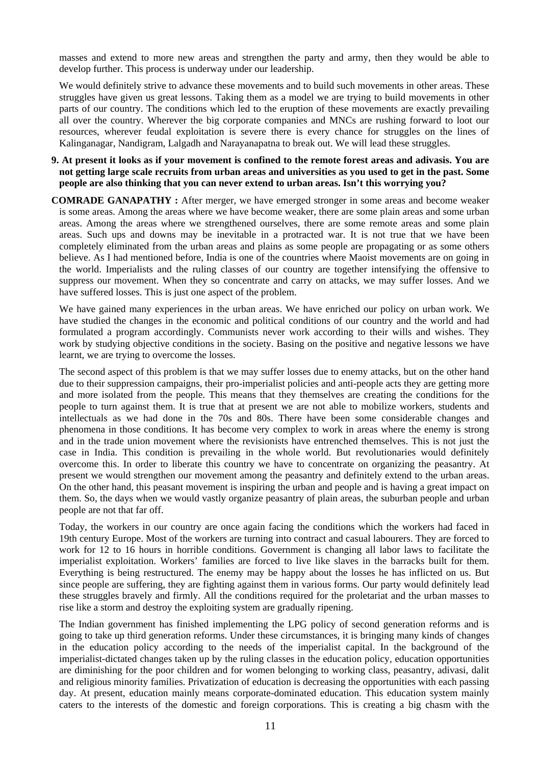masses and extend to more new areas and strengthen the party and army, then they would be able to develop further. This process is underway under our leadership.

We would definitely strive to advance these movements and to build such movements in other areas. These struggles have given us great lessons. Taking them as a model we are trying to build movements in other parts of our country. The conditions which led to the eruption of these movements are exactly prevailing all over the country. Wherever the big corporate companies and MNCs are rushing forward to loot our resources, wherever feudal exploitation is severe there is every chance for struggles on the lines of Kalinganagar, Nandigram, Lalgadh and Narayanapatna to break out. We will lead these struggles.

**9. At present it looks as if your movement is confined to the remote forest areas and adivasis. You are not getting large scale recruits from urban areas and universities as you used to get in the past. Some people are also thinking that you can never extend to urban areas. Isn't this worrying you?**

**COMRADE GANAPATHY :** After merger, we have emerged stronger in some areas and become weaker is some areas. Among the areas where we have become weaker, there are some plain areas and some urban areas. Among the areas where we strengthened ourselves, there are some remote areas and some plain areas. Such ups and downs may be inevitable in a protracted war. It is not true that we have been completely eliminated from the urban areas and plains as some people are propagating or as some others believe. As I had mentioned before, India is one of the countries where Maoist movements are on going in the world. Imperialists and the ruling classes of our country are together intensifying the offensive to suppress our movement. When they so concentrate and carry on attacks, we may suffer losses. And we have suffered losses. This is just one aspect of the problem.

We have gained many experiences in the urban areas. We have enriched our policy on urban work. We have studied the changes in the economic and political conditions of our country and the world and had formulated a program accordingly. Communists never work according to their wills and wishes. They work by studying objective conditions in the society. Basing on the positive and negative lessons we have learnt, we are trying to overcome the losses.

The second aspect of this problem is that we may suffer losses due to enemy attacks, but on the other hand due to their suppression campaigns, their pro-imperialist policies and anti-people acts they are getting more and more isolated from the people. This means that they themselves are creating the conditions for the people to turn against them. It is true that at present we are not able to mobilize workers, students and intellectuals as we had done in the 70s and 80s. There have been some considerable changes and phenomena in those conditions. It has become very complex to work in areas where the enemy is strong and in the trade union movement where the revisionists have entrenched themselves. This is not just the case in India. This condition is prevailing in the whole world. But revolutionaries would definitely overcome this. In order to liberate this country we have to concentrate on organizing the peasantry. At present we would strengthen our movement among the peasantry and definitely extend to the urban areas. On the other hand, this peasant movement is inspiring the urban and people and is having a great impact on them. So, the days when we would vastly organize peasantry of plain areas, the suburban people and urban people are not that far off.

Today, the workers in our country are once again facing the conditions which the workers had faced in 19th century Europe. Most of the workers are turning into contract and casual labourers. They are forced to work for 12 to 16 hours in horrible conditions. Government is changing all labor laws to facilitate the imperialist exploitation. Workers' families are forced to live like slaves in the barracks built for them. Everything is being restructured. The enemy may be happy about the losses he has inflicted on us. But since people are suffering, they are fighting against them in various forms. Our party would definitely lead these struggles bravely and firmly. All the conditions required for the proletariat and the urban masses to rise like a storm and destroy the exploiting system are gradually ripening.

The Indian government has finished implementing the LPG policy of second generation reforms and is going to take up third generation reforms. Under these circumstances, it is bringing many kinds of changes in the education policy according to the needs of the imperialist capital. In the background of the imperialist-dictated changes taken up by the ruling classes in the education policy, education opportunities are diminishing for the poor children and for women belonging to working class, peasantry, adivasi, dalit and religious minority families. Privatization of education is decreasing the opportunities with each passing day. At present, education mainly means corporate-dominated education. This education system mainly caters to the interests of the domestic and foreign corporations. This is creating a big chasm with the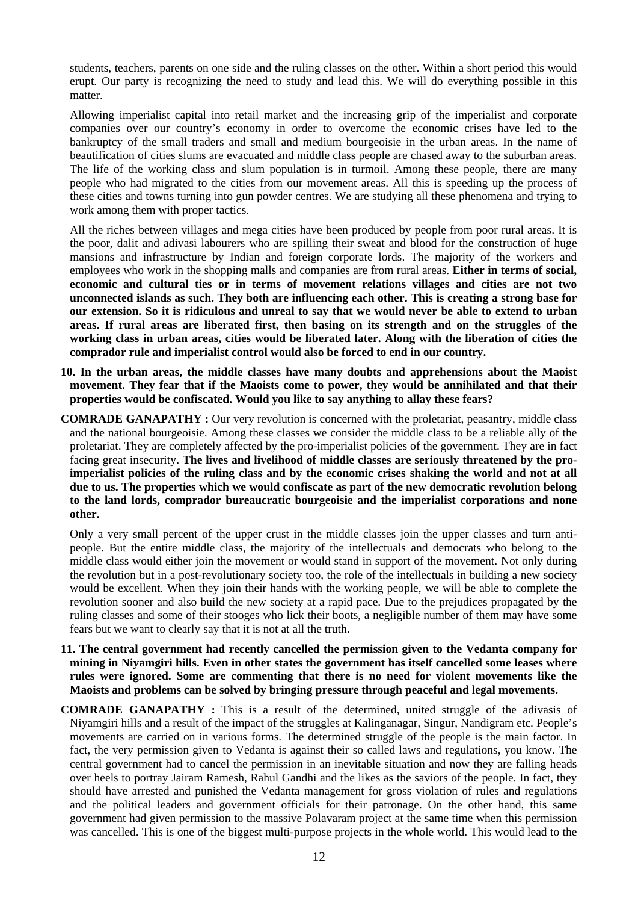students, teachers, parents on one side and the ruling classes on the other. Within a short period this would erupt. Our party is recognizing the need to study and lead this. We will do everything possible in this matter.

Allowing imperialist capital into retail market and the increasing grip of the imperialist and corporate companies over our country's economy in order to overcome the economic crises have led to the bankruptcy of the small traders and small and medium bourgeoisie in the urban areas. In the name of beautification of cities slums are evacuated and middle class people are chased away to the suburban areas. The life of the working class and slum population is in turmoil. Among these people, there are many people who had migrated to the cities from our movement areas. All this is speeding up the process of these cities and towns turning into gun powder centres. We are studying all these phenomena and trying to work among them with proper tactics.

All the riches between villages and mega cities have been produced by people from poor rural areas. It is the poor, dalit and adivasi labourers who are spilling their sweat and blood for the construction of huge mansions and infrastructure by Indian and foreign corporate lords. The majority of the workers and employees who work in the shopping malls and companies are from rural areas. **Either in terms of social, economic and cultural ties or in terms of movement relations villages and cities are not two unconnected islands as such. They both are influencing each other. This is creating a strong base for our extension. So it is ridiculous and unreal to say that we would never be able to extend to urban areas. If rural areas are liberated first, then basing on its strength and on the struggles of the working class in urban areas, cities would be liberated later. Along with the liberation of cities the comprador rule and imperialist control would also be forced to end in our country.**

**10. In the urban areas, the middle classes have many doubts and apprehensions about the Maoist movement. They fear that if the Maoists come to power, they would be annihilated and that their properties would be confiscated. Would you like to say anything to allay these fears?**

**COMRADE GANAPATHY :** Our very revolution is concerned with the proletariat, peasantry, middle class and the national bourgeoisie. Among these classes we consider the middle class to be a reliable ally of the proletariat. They are completely affected by the pro-imperialist policies of the government. They are in fact facing great insecurity. **The lives and livelihood of middle classes are seriously threatened by the pro-imperialist policies of the ruling class and by the economic crises shaking the world and not at all due to us. The properties which we would confiscate as part of the new democratic revolution belong to the land lords, comprador bureaucratic bourgeoisie and the imperialist corporations and none other.**

Only a very small percent of the upper crust in the middle classes join the upper classes and turn anti-people. But the entire middle class, the majority of the intellectuals and democrats who belong to the middle class would either join the movement or would stand in support of the movement. Not only during the revolution but in a post-revolutionary society too, the role of the intellectuals in building a new society would be excellent. When they join their hands with the working people, we will be able to complete the revolution sooner and also build the new society at a rapid pace. Due to the prejudices propagated by the ruling classes and some of their stooges who lick their boots, a negligible number of them may have some fears but we want to clearly say that it is not at all the truth.

**11. The central government had recently cancelled the permission given to the Vedanta company for mining in Niyamgiri hills. Even in other states the government has itself cancelled some leases where rules were ignored. Some are commenting that there is no need for violent movements like the Maoists and problems can be solved by bringing pressure through peaceful and legal movements.**

**COMRADE GANAPATHY :** This is a result of the determined, united struggle of the adivasis of Niyamgiri hills and a result of the impact of the struggles at Kalinganagar, Singur, Nandigram etc. People's movements are carried on in various forms. The determined struggle of the people is the main factor. In fact, the very permission given to Vedanta is against their so called laws and regulations, you know. The central government had to cancel the permission in an inevitable situation and now they are falling heads over heels to portray Jairam Ramesh, Rahul Gandhi and the likes as the saviors of the people. In fact, they should have arrested and punished the Vedanta management for gross violation of rules and regulations and the political leaders and government officials for their patronage. On the other hand, this same government had given permission to the massive Polavaram project at the same time when this permission was cancelled. This is one of the biggest multi-purpose projects in the whole world. This would lead to the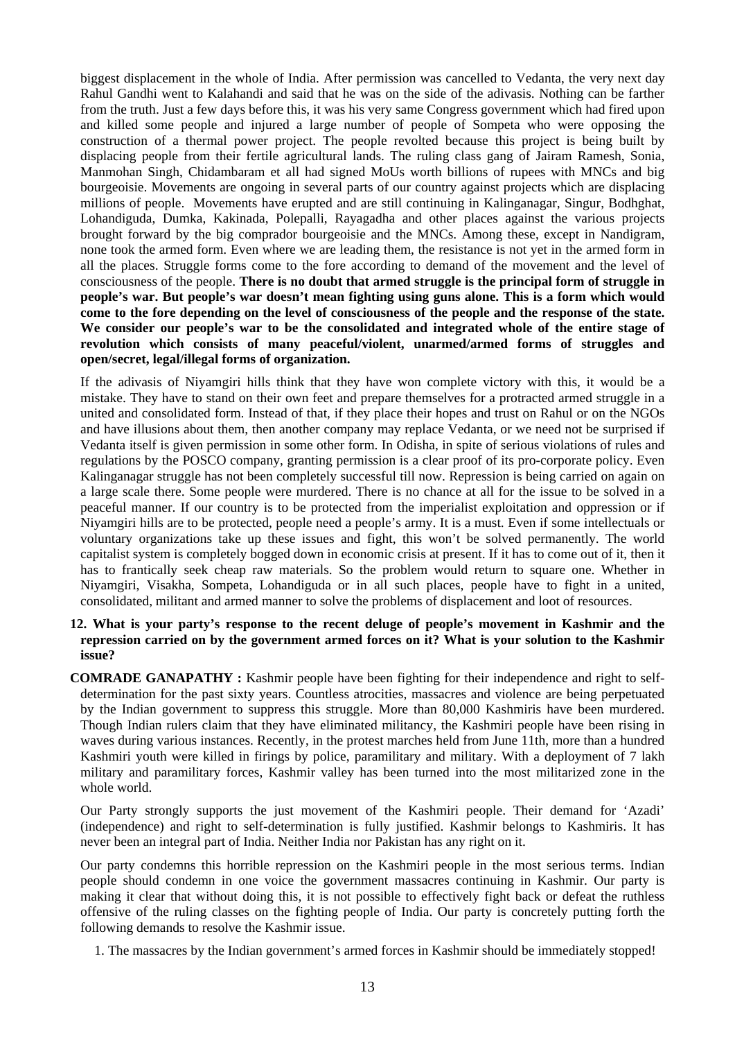biggest displacement in the whole of India. After permission was cancelled to Vedanta, the very next day Rahul Gandhi went to Kalahandi and said that he was on the side of the adivasis. Nothing can be farther from the truth. Just a few days before this, it was his very same Congress government which had fired upon and killed some people and injured a large number of people of Sompeta who were opposing the construction of a thermal power project. The people revolted because this project is being built by displacing people from their fertile agricultural lands. The ruling class gang of Jairam Ramesh, Sonia, Manmohan Singh, Chidambaram et all had signed MoUs worth billions of rupees with MNCs and big bourgeoisie. Movements are ongoing in several parts of our country against projects which are displacing millions of people. Movements have erupted and are still continuing in Kalinganagar, Singur, Bodhghat, Lohandiguda, Dumka, Kakinada, Polepalli, Rayagadha and other places against the various projects brought forward by the big comprador bourgeoisie and the MNCs. Among these, except in Nandigram, none took the armed form. Even where we are leading them, the resistance is not yet in the armed form in all the places. Struggle forms come to the fore according to demand of the movement and the level of consciousness of the people. **There is no doubt that armed struggle is the principal form of struggle in people's war. But people's war doesn't mean fighting using guns alone. This is a form which would come to the fore depending on the level of consciousness of the people and the response of the state. We consider our people's war to be the consolidated and integrated whole of the entire stage of revolution which consists of many peaceful/violent, unarmed/armed forms of struggles and open/secret, legal/illegal forms of organization.**

If the adivasis of Niyamgiri hills think that they have won complete victory with this, it would be a mistake. They have to stand on their own feet and prepare themselves for a protracted armed struggle in a united and consolidated form. Instead of that, if they place their hopes and trust on Rahul or on the NGOs and have illusions about them, then another company may replace Vedanta, or we need not be surprised if Vedanta itself is given permission in some other form. In Odisha, in spite of serious violations of rules and regulations by the POSCO company, granting permission is a clear proof of its pro-corporate policy. Even Kalinganagar struggle has not been completely successful till now. Repression is being carried on again on a large scale there. Some people were murdered. There is no chance at all for the issue to be solved in a peaceful manner. If our country is to be protected from the imperialist exploitation and oppression or if Niyamgiri hills are to be protected, people need a people's army. It is a must. Even if some intellectuals or voluntary organizations take up these issues and fight, this won't be solved permanently. The world capitalist system is completely bogged down in economic crisis at present. If it has to come out of it, then it has to frantically seek cheap raw materials. So the problem would return to square one. Whether in Niyamgiri, Visakha, Sompeta, Lohandiguda or in all such places, people have to fight in a united, consolidated, militant and armed manner to solve the problems of displacement and loot of resources.

**12. What is your party's response to the recent deluge of people's movement in Kashmir and the repression carried on by the government armed forces on it? What is your solution to the Kashmir issue?**

**COMRADE GANAPATHY :** Kashmir people have been fighting for their independence and right to self-determination for the past sixty years. Countless atrocities, massacres and violence are being perpetuated by the Indian government to suppress this struggle. More than 80,000 Kashmiris have been murdered. Though Indian rulers claim that they have eliminated militancy, the Kashmiri people have been rising in waves during various instances. Recently, in the protest marches held from June 11th, more than a hundred Kashmiri youth were killed in firings by police, paramilitary and military. With a deployment of 7 lakh military and paramilitary forces, Kashmir valley has been turned into the most militarized zone in the whole world.

Our Party strongly supports the just movement of the Kashmiri people. Their demand for 'Azadi' (independence) and right to self-determination is fully justified. Kashmir belongs to Kashmiris. It has never been an integral part of India. Neither India nor Pakistan has any right on it.

Our party condemns this horrible repression on the Kashmiri people in the most serious terms. Indian people should condemn in one voice the government massacres continuing in Kashmir. Our party is making it clear that without doing this, it is not possible to effectively fight back or defeat the ruthless offensive of the ruling classes on the fighting people of India. Our party is concretely putting forth the following demands to resolve the Kashmir issue.

1. The massacres by the Indian government's armed forces in Kashmir should be immediately stopped!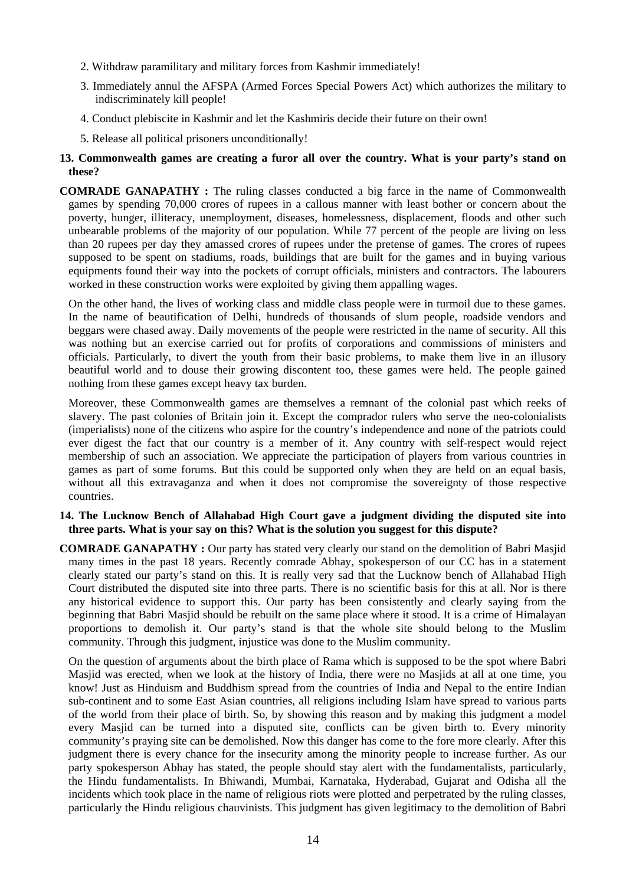2. Withdraw paramilitary and military forces from Kashmir immediately!

3. Immediately annul the AFSPA (Armed Forces Special Powers Act) which authorizes the military to indiscriminately kill people!

4. Conduct plebiscite in Kashmir and let the Kashmiris decide their future on their own!

5. Release all political prisoners unconditionally!

**13. Commonwealth games are creating a furor all over the country. What is your party's stand on these?**

**COMRADE GANAPATHY :** The ruling classes conducted a big farce in the name of Commonwealth games by spending 70,000 crores of rupees in a callous manner with least bother or concern about the poverty, hunger, illiteracy, unemployment, diseases, homelessness, displacement, floods and other such unbearable problems of the majority of our population. While 77 percent of the people are living on less than 20 rupees per day they amassed crores of rupees under the pretense of games. The crores of rupees supposed to be spent on stadiums, roads, buildings that are built for the games and in buying various equipments found their way into the pockets of corrupt officials, ministers and contractors. The labourers worked in these construction works were exploited by giving them appalling wages.

On the other hand, the lives of working class and middle class people were in turmoil due to these games. In the name of beautification of Delhi, hundreds of thousands of slum people, roadside vendors and beggars were chased away. Daily movements of the people were restricted in the name of security. All this was nothing but an exercise carried out for profits of corporations and commissions of ministers and officials. Particularly, to divert the youth from their basic problems, to make them live in an illusory beautiful world and to douse their growing discontent too, these games were held. The people gained nothing from these games except heavy tax burden.

Moreover, these Commonwealth games are themselves a remnant of the colonial past which reeks of slavery. The past colonies of Britain join it. Except the comprador rulers who serve the neo-colonialists (imperialists) none of the citizens who aspire for the country's independence and none of the patriots could ever digest the fact that our country is a member of it. Any country with self-respect would reject membership of such an association. We appreciate the participation of players from various countries in games as part of some forums. But this could be supported only when they are held on an equal basis, without all this extravaganza and when it does not compromise the sovereignty of those respective countries.

**14. The Lucknow Bench of Allahabad High Court gave a judgment dividing the disputed site into three parts. What is your say on this? What is the solution you suggest for this dispute?**

**COMRADE GANAPATHY :** Our party has stated very clearly our stand on the demolition of Babri Masjid many times in the past 18 years. Recently comrade Abhay, spokesperson of our CC has in a statement clearly stated our party's stand on this. It is really very sad that the Lucknow bench of Allahabad High Court distributed the disputed site into three parts. There is no scientific basis for this at all. Nor is there any historical evidence to support this. Our party has been consistently and clearly saying from the beginning that Babri Masjid should be rebuilt on the same place where it stood. It is a crime of Himalayan proportions to demolish it. Our party's stand is that the whole site should belong to the Muslim community. Through this judgment, injustice was done to the Muslim community.

On the question of arguments about the birth place of Rama which is supposed to be the spot where Babri Masjid was erected, when we look at the history of India, there were no Masjids at all at one time, you know! Just as Hinduism and Buddhism spread from the countries of India and Nepal to the entire Indian sub-continent and to some East Asian countries, all religions including Islam have spread to various parts of the world from their place of birth. So, by showing this reason and by making this judgment a model every Masjid can be turned into a disputed site, conflicts can be given birth to. Every minority community's praying site can be demolished. Now this danger has come to the fore more clearly. After this judgment there is every chance for the insecurity among the minority people to increase further. As our party spokesperson Abhay has stated, the people should stay alert with the fundamentalists, particularly, the Hindu fundamentalists. In Bhiwandi, Mumbai, Karnataka, Hyderabad, Gujarat and Odisha all the incidents which took place in the name of religious riots were plotted and perpetrated by the ruling classes, particularly the Hindu religious chauvinists. This judgment has given legitimacy to the demolition of Babri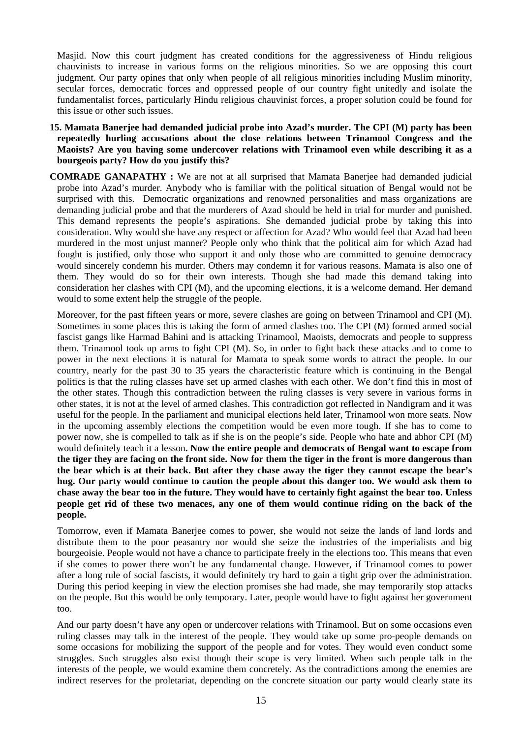Masjid. Now this court judgment has created conditions for the aggressiveness of Hindu religious chauvinists to increase in various forms on the religious minorities. So we are opposing this court judgment. Our party opines that only when people of all religious minorities including Muslim minority, secular forces, democratic forces and oppressed people of our country fight unitedly and isolate the fundamentalist forces, particularly Hindu religious chauvinist forces, a proper solution could be found for this issue or other such issues.

**15. Mamata Banerjee had demanded judicial probe into Azad's murder. The CPI (M) party has been repeatedly hurling accusations about the close relations between Trinamool Congress and the Maoists? Are you having some undercover relations with Trinamool even while describing it as a bourgeois party? How do you justify this?**

**COMRADE GANAPATHY :** We are not at all surprised that Mamata Banerjee had demanded judicial probe into Azad's murder. Anybody who is familiar with the political situation of Bengal would not be surprised with this. Democratic organizations and renowned personalities and mass organizations are demanding judicial probe and that the murderers of Azad should be held in trial for murder and punished. This demand represents the people's aspirations. She demanded judicial probe by taking this into consideration. Why would she have any respect or affection for Azad? Who would feel that Azad had been murdered in the most unjust manner? People only who think that the political aim for which Azad had fought is justified, only those who support it and only those who are committed to genuine democracy would sincerely condemn his murder. Others may condemn it for various reasons. Mamata is also one of them. They would do so for their own interests. Though she had made this demand taking into consideration her clashes with CPI (M), and the upcoming elections, it is a welcome demand. Her demand would to some extent help the struggle of the people.

Moreover, for the past fifteen years or more, severe clashes are going on between Trinamool and CPI (M). Sometimes in some places this is taking the form of armed clashes too. The CPI (M) formed armed social fascist gangs like Harmad Bahini and is attacking Trinamool, Maoists, democrats and people to suppress them. Trinamool took up arms to fight CPI (M). So, in order to fight back these attacks and to come to power in the next elections it is natural for Mamata to speak some words to attract the people. In our country, nearly for the past 30 to 35 years the characteristic feature which is continuing in the Bengal politics is that the ruling classes have set up armed clashes with each other. We don't find this in most of the other states. Though this contradiction between the ruling classes is very severe in various forms in other states, it is not at the level of armed clashes. This contradiction got reflected in Nandigram and it was useful for the people. In the parliament and municipal elections held later, Trinamool won more seats. Now in the upcoming assembly elections the competition would be even more tough. If she has to come to power now, she is compelled to talk as if she is on the people's side. People who hate and abhor CPI (M) would definitely teach it a lesson**. Now the entire people and democrats of Bengal want to escape from the tiger they are facing on the front side. Now for them the tiger in the front is more dangerous than the bear which is at their back. But after they chase away the tiger they cannot escape the bear's hug. Our party would continue to caution the people about this danger too. We would ask them to chase away the bear too in the future. They would have to certainly fight against the bear too. Unless people get rid of these two menaces, any one of them would continue riding on the back of the people.**

Tomorrow, even if Mamata Banerjee comes to power, she would not seize the lands of land lords and distribute them to the poor peasantry nor would she seize the industries of the imperialists and big bourgeoisie. People would not have a chance to participate freely in the elections too. This means that even if she comes to power there won't be any fundamental change. However, if Trinamool comes to power after a long rule of social fascists, it would definitely try hard to gain a tight grip over the administration. During this period keeping in view the election promises she had made, she may temporarily stop attacks on the people. But this would be only temporary. Later, people would have to fight against her government too.

And our party doesn't have any open or undercover relations with Trinamool. But on some occasions even ruling classes may talk in the interest of the people. They would take up some pro-people demands on some occasions for mobilizing the support of the people and for votes. They would even conduct some struggles. Such struggles also exist though their scope is very limited. When such people talk in the interests of the people, we would examine them concretely. As the contradictions among the enemies are indirect reserves for the proletariat, depending on the concrete situation our party would clearly state its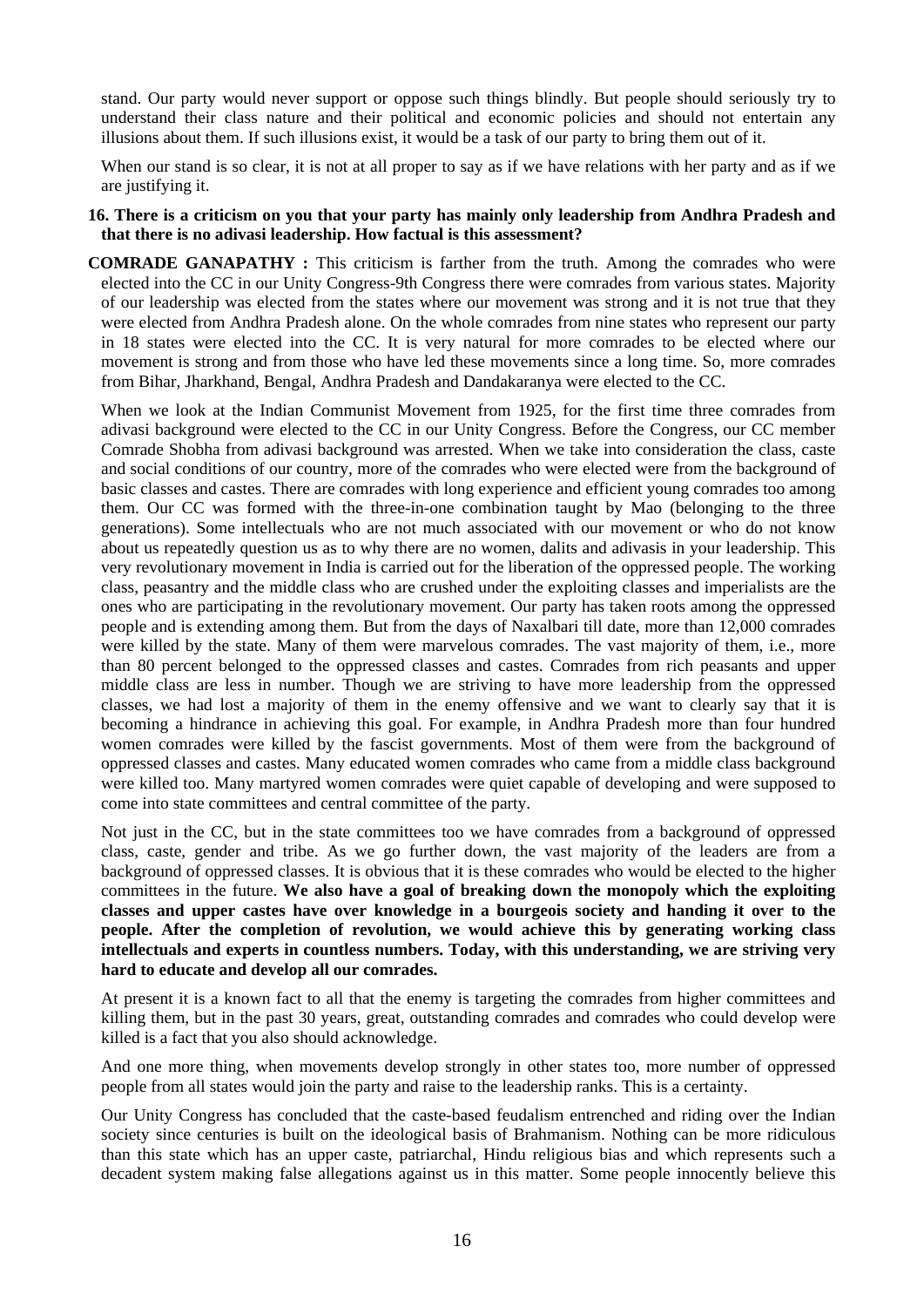stand. Our party would never support or oppose such things blindly. But people should seriously try to understand their class nature and their political and economic policies and should not entertain any illusions about them. If such illusions exist, it would be a task of our party to bring them out of it.

When our stand is so clear, it is not at all proper to say as if we have relations with her party and as if we are justifying it.

**16. There is a criticism on you that your party has mainly only leadership from Andhra Pradesh and that there is no adivasi leadership. How factual is this assessment?**

**COMRADE GANAPATHY :** This criticism is farther from the truth. Among the comrades who were elected into the CC in our Unity Congress-9th Congress there were comrades from various states. Majority of our leadership was elected from the states where our movement was strong and it is not true that they were elected from Andhra Pradesh alone. On the whole comrades from nine states who represent our party in 18 states were elected into the CC. It is very natural for more comrades to be elected where our movement is strong and from those who have led these movements since a long time. So, more comrades from Bihar, Jharkhand, Bengal, Andhra Pradesh and Dandakaranya were elected to the CC.

When we look at the Indian Communist Movement from 1925, for the first time three comrades from adivasi background were elected to the CC in our Unity Congress. Before the Congress, our CC member Comrade Shobha from adivasi background was arrested. When we take into consideration the class, caste and social conditions of our country, more of the comrades who were elected were from the background of basic classes and castes. There are comrades with long experience and efficient young comrades too among them. Our CC was formed with the three-in-one combination taught by Mao (belonging to the three generations). Some intellectuals who are not much associated with our movement or who do not know about us repeatedly question us as to why there are no women, dalits and adivasis in your leadership. This very revolutionary movement in India is carried out for the liberation of the oppressed people. The working class, peasantry and the middle class who are crushed under the exploiting classes and imperialists are the ones who are participating in the revolutionary movement. Our party has taken roots among the oppressed people and is extending among them. But from the days of Naxalbari till date, more than 12,000 comrades were killed by the state. Many of them were marvelous comrades. The vast majority of them, i.e., more than 80 percent belonged to the oppressed classes and castes. Comrades from rich peasants and upper middle class are less in number. Though we are striving to have more leadership from the oppressed classes, we had lost a majority of them in the enemy offensive and we want to clearly say that it is becoming a hindrance in achieving this goal. For example, in Andhra Pradesh more than four hundred women comrades were killed by the fascist governments. Most of them were from the background of oppressed classes and castes. Many educated women comrades who came from a middle class background were killed too. Many martyred women comrades were quiet capable of developing and were supposed to come into state committees and central committee of the party.

Not just in the CC, but in the state committees too we have comrades from a background of oppressed class, caste, gender and tribe. As we go further down, the vast majority of the leaders are from a background of oppressed classes. It is obvious that it is these comrades who would be elected to the higher committees in the future. **We also have a goal of breaking down the monopoly which the exploiting classes and upper castes have over knowledge in a bourgeois society and handing it over to the people. After the completion of revolution, we would achieve this by generating working class intellectuals and experts in countless numbers. Today, with this understanding, we are striving very hard to educate and develop all our comrades.**

At present it is a known fact to all that the enemy is targeting the comrades from higher committees and killing them, but in the past 30 years, great, outstanding comrades and comrades who could develop were killed is a fact that you also should acknowledge.

And one more thing, when movements develop strongly in other states too, more number of oppressed people from all states would join the party and raise to the leadership ranks. This is a certainty.

Our Unity Congress has concluded that the caste-based feudalism entrenched and riding over the Indian society since centuries is built on the ideological basis of Brahmanism. Nothing can be more ridiculous than this state which has an upper caste, patriarchal, Hindu religious bias and which represents such a decadent system making false allegations against us in this matter. Some people innocently believe this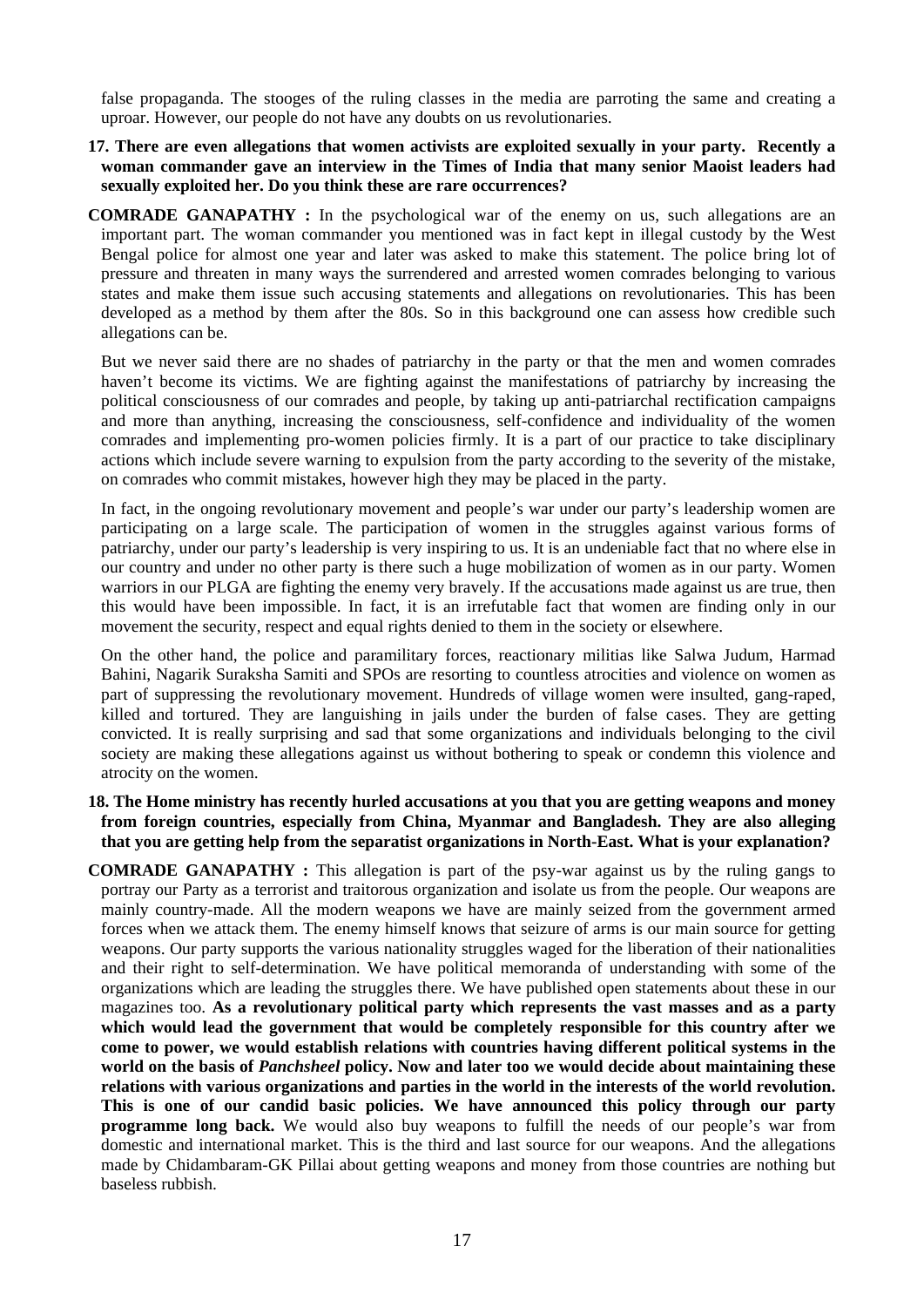false propaganda. The stooges of the ruling classes in the media are parroting the same and creating a uproar. However, our people do not have any doubts on us revolutionaries.

**17. There are even allegations that women activists are exploited sexually in your party. Recently a woman commander gave an interview in the Times of India that many senior Maoist leaders had sexually exploited her. Do you think these are rare occurrences?**

**COMRADE GANAPATHY :** In the psychological war of the enemy on us, such allegations are an important part. The woman commander you mentioned was in fact kept in illegal custody by the West Bengal police for almost one year and later was asked to make this statement. The police bring lot of pressure and threaten in many ways the surrendered and arrested women comrades belonging to various states and make them issue such accusing statements and allegations on revolutionaries. This has been developed as a method by them after the 80s. So in this background one can assess how credible such allegations can be.

But we never said there are no shades of patriarchy in the party or that the men and women comrades haven't become its victims. We are fighting against the manifestations of patriarchy by increasing the political consciousness of our comrades and people, by taking up anti-patriarchal rectification campaigns and more than anything, increasing the consciousness, self-confidence and individuality of the women comrades and implementing pro-women policies firmly. It is a part of our practice to take disciplinary actions which include severe warning to expulsion from the party according to the severity of the mistake, on comrades who commit mistakes, however high they may be placed in the party.

In fact, in the ongoing revolutionary movement and people's war under our party's leadership women are participating on a large scale. The participation of women in the struggles against various forms of patriarchy, under our party's leadership is very inspiring to us. It is an undeniable fact that no where else in our country and under no other party is there such a huge mobilization of women as in our party. Women warriors in our PLGA are fighting the enemy very bravely. If the accusations made against us are true, then this would have been impossible. In fact, it is an irrefutable fact that women are finding only in our movement the security, respect and equal rights denied to them in the society or elsewhere.

On the other hand, the police and paramilitary forces, reactionary militias like Salwa Judum, Harmad Bahini, Nagarik Suraksha Samiti and SPOs are resorting to countless atrocities and violence on women as part of suppressing the revolutionary movement. Hundreds of village women were insulted, gang-raped, killed and tortured. They are languishing in jails under the burden of false cases. They are getting convicted. It is really surprising and sad that some organizations and individuals belonging to the civil society are making these allegations against us without bothering to speak or condemn this violence and atrocity on the women.

**18. The Home ministry has recently hurled accusations at you that you are getting weapons and money from foreign countries, especially from China, Myanmar and Bangladesh. They are also alleging that you are getting help from the separatist organizations in North-East. What is your explanation?**

**COMRADE GANAPATHY :** This allegation is part of the psy-war against us by the ruling gangs to portray our Party as a terrorist and traitorous organization and isolate us from the people. Our weapons are mainly country-made. All the modern weapons we have are mainly seized from the government armed forces when we attack them. The enemy himself knows that seizure of arms is our main source for getting weapons. Our party supports the various nationality struggles waged for the liberation of their nationalities and their right to self-determination. We have political memoranda of understanding with some of the organizations which are leading the struggles there. We have published open statements about these in our magazines too. **As a revolutionary political party which represents the vast masses and as a party which would lead the government that would be completely responsible for this country after we come to power, we would establish relations with countries having different political systems in the world on the basis of *Panchsheel* policy. Now and later too we would decide about maintaining these relations with various organizations and parties in the world in the interests of the world revolution. This is one of our candid basic policies. We have announced this policy through our party programme long back.** We would also buy weapons to fulfill the needs of our people's war from domestic and international market. This is the third and last source for our weapons. And the allegations made by Chidambaram-GK Pillai about getting weapons and money from those countries are nothing but baseless rubbish.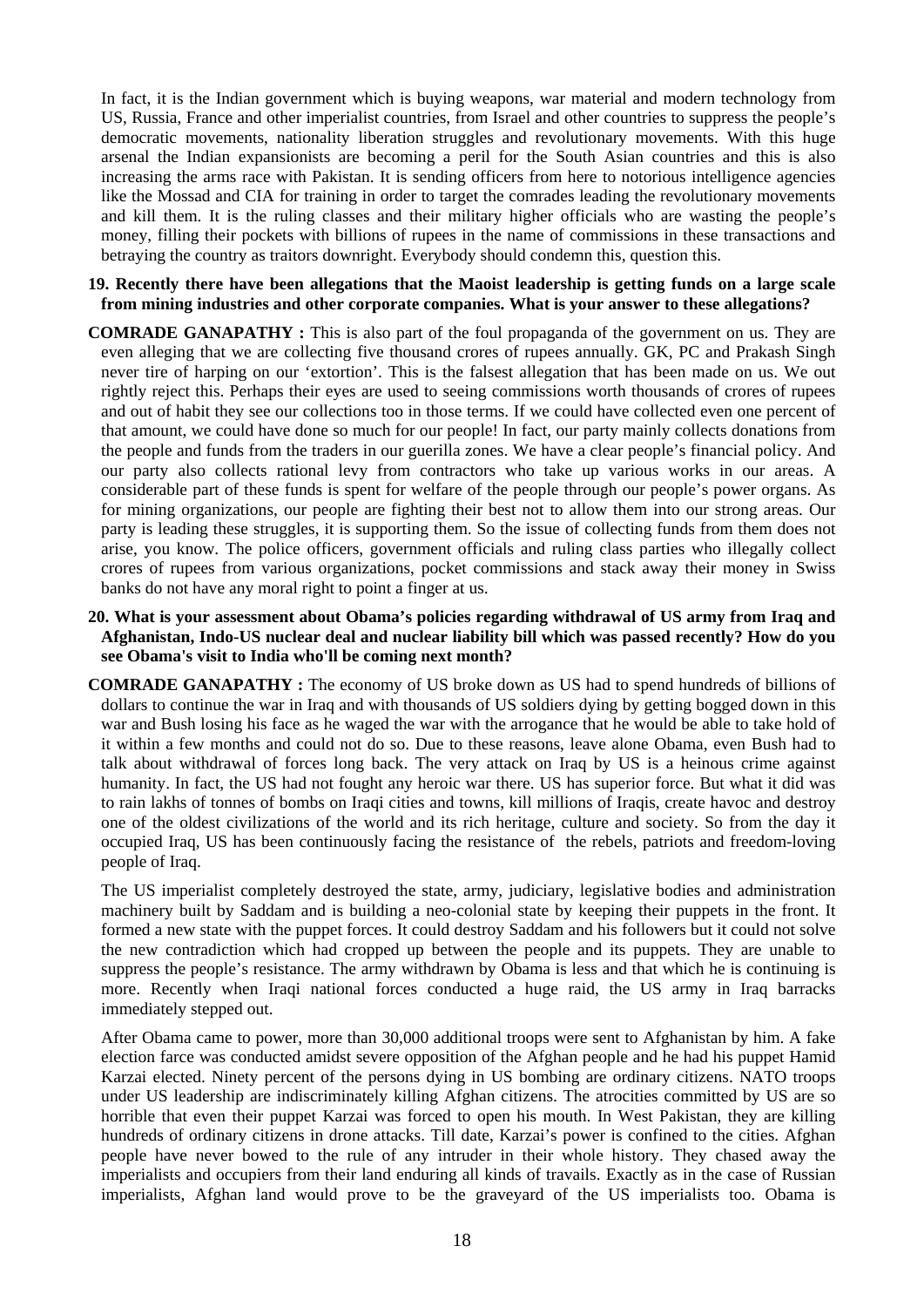In fact, it is the Indian government which is buying weapons, war material and modern technology from US, Russia, France and other imperialist countries, from Israel and other countries to suppress the people's democratic movements, nationality liberation struggles and revolutionary movements. With this huge arsenal the Indian expansionists are becoming a peril for the South Asian countries and this is also increasing the arms race with Pakistan. It is sending officers from here to notorious intelligence agencies like the Mossad and CIA for training in order to target the comrades leading the revolutionary movements and kill them. It is the ruling classes and their military higher officials who are wasting the people's money, filling their pockets with billions of rupees in the name of commissions in these transactions and betraying the country as traitors downright. Everybody should condemn this, question this.

**19. Recently there have been allegations that the Maoist leadership is getting funds on a large scale from mining industries and other corporate companies. What is your answer to these allegations?**

**COMRADE GANAPATHY :** This is also part of the foul propaganda of the government on us. They are even alleging that we are collecting five thousand crores of rupees annually. GK, PC and Prakash Singh never tire of harping on our 'extortion'. This is the falsest allegation that has been made on us. We out rightly reject this. Perhaps their eyes are used to seeing commissions worth thousands of crores of rupees and out of habit they see our collections too in those terms. If we could have collected even one percent of that amount, we could have done so much for our people! In fact, our party mainly collects donations from the people and funds from the traders in our guerilla zones. We have a clear people's financial policy. And our party also collects rational levy from contractors who take up various works in our areas. A considerable part of these funds is spent for welfare of the people through our people's power organs. As for mining organizations, our people are fighting their best not to allow them into our strong areas. Our party is leading these struggles, it is supporting them. So the issue of collecting funds from them does not arise, you know. The police officers, government officials and ruling class parties who illegally collect crores of rupees from various organizations, pocket commissions and stack away their money in Swiss banks do not have any moral right to point a finger at us.

**20. What is your assessment about Obama's policies regarding withdrawal of US army from Iraq and Afghanistan, Indo-US nuclear deal and nuclear liability bill which was passed recently? How do you see Obama's visit to India who'll be coming next month?**

**COMRADE GANAPATHY :** The economy of US broke down as US had to spend hundreds of billions of dollars to continue the war in Iraq and with thousands of US soldiers dying by getting bogged down in this war and Bush losing his face as he waged the war with the arrogance that he would be able to take hold of it within a few months and could not do so. Due to these reasons, leave alone Obama, even Bush had to talk about withdrawal of forces long back. The very attack on Iraq by US is a heinous crime against humanity. In fact, the US had not fought any heroic war there. US has superior force. But what it did was to rain lakhs of tonnes of bombs on Iraqi cities and towns, kill millions of Iraqis, create havoc and destroy one of the oldest civilizations of the world and its rich heritage, culture and society. So from the day it occupied Iraq, US has been continuously facing the resistance of the rebels, patriots and freedom-loving people of Iraq.

The US imperialist completely destroyed the state, army, judiciary, legislative bodies and administration machinery built by Saddam and is building a neo-colonial state by keeping their puppets in the front. It formed a new state with the puppet forces. It could destroy Saddam and his followers but it could not solve the new contradiction which had cropped up between the people and its puppets. They are unable to suppress the people's resistance. The army withdrawn by Obama is less and that which he is continuing is more. Recently when Iraqi national forces conducted a huge raid, the US army in Iraq barracks immediately stepped out.

After Obama came to power, more than 30,000 additional troops were sent to Afghanistan by him. A fake election farce was conducted amidst severe opposition of the Afghan people and he had his puppet Hamid Karzai elected. Ninety percent of the persons dying in US bombing are ordinary citizens. NATO troops under US leadership are indiscriminately killing Afghan citizens. The atrocities committed by US are so horrible that even their puppet Karzai was forced to open his mouth. In West Pakistan, they are killing hundreds of ordinary citizens in drone attacks. Till date, Karzai's power is confined to the cities. Afghan people have never bowed to the rule of any intruder in their whole history. They chased away the imperialists and occupiers from their land enduring all kinds of travails. Exactly as in the case of Russian imperialists, Afghan land would prove to be the graveyard of the US imperialists too. Obama is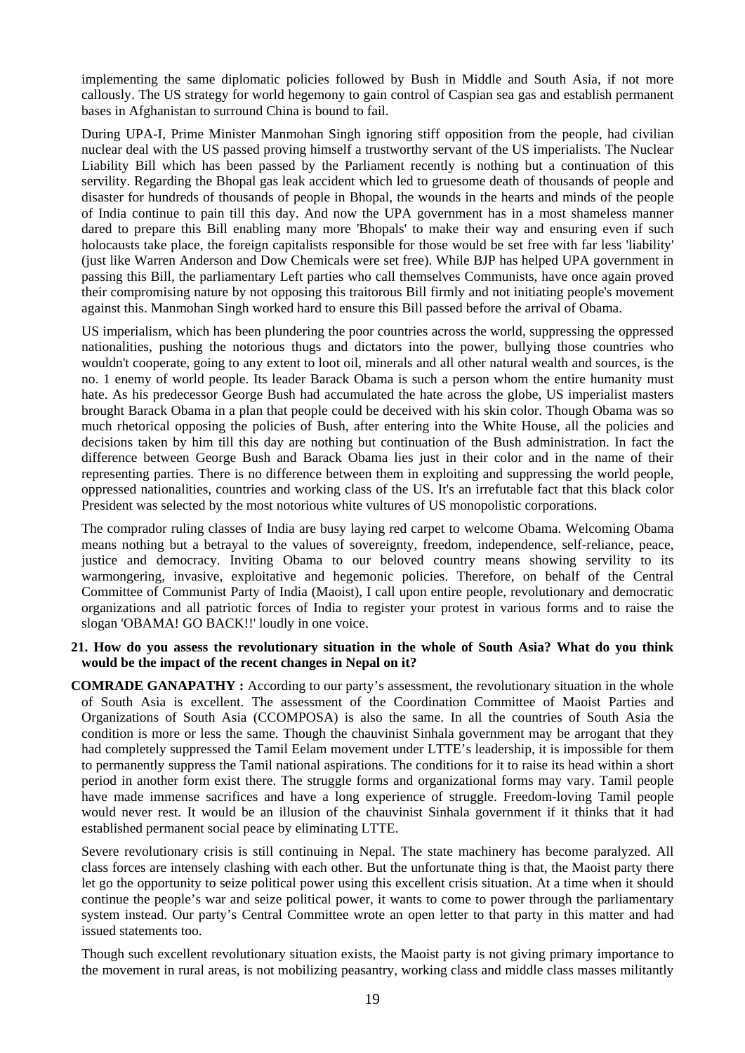implementing the same diplomatic policies followed by Bush in Middle and South Asia, if not more callously. The US strategy for world hegemony to gain control of Caspian sea gas and establish permanent bases in Afghanistan to surround China is bound to fail.

During UPA-I, Prime Minister Manmohan Singh ignoring stiff opposition from the people, had civilian nuclear deal with the US passed proving himself a trustworthy servant of the US imperialists. The Nuclear Liability Bill which has been passed by the Parliament recently is nothing but a continuation of this servility. Regarding the Bhopal gas leak accident which led to gruesome death of thousands of people and disaster for hundreds of thousands of people in Bhopal, the wounds in the hearts and minds of the people of India continue to pain till this day. And now the UPA government has in a most shameless manner dared to prepare this Bill enabling many more 'Bhopals' to make their way and ensuring even if such holocausts take place, the foreign capitalists responsible for those would be set free with far less 'liability' (just like Warren Anderson and Dow Chemicals were set free). While BJP has helped UPA government in passing this Bill, the parliamentary Left parties who call themselves Communists, have once again proved their compromising nature by not opposing this traitorous Bill firmly and not initiating people's movement against this. Manmohan Singh worked hard to ensure this Bill passed before the arrival of Obama.

US imperialism, which has been plundering the poor countries across the world, suppressing the oppressed nationalities, pushing the notorious thugs and dictators into the power, bullying those countries who wouldn't cooperate, going to any extent to loot oil, minerals and all other natural wealth and sources, is the no. 1 enemy of world people. Its leader Barack Obama is such a person whom the entire humanity must hate. As his predecessor George Bush had accumulated the hate across the globe, US imperialist masters brought Barack Obama in a plan that people could be deceived with his skin color. Though Obama was so much rhetorical opposing the policies of Bush, after entering into the White House, all the policies and decisions taken by him till this day are nothing but continuation of the Bush administration. In fact the difference between George Bush and Barack Obama lies just in their color and in the name of their representing parties. There is no difference between them in exploiting and suppressing the world people, oppressed nationalities, countries and working class of the US. It's an irrefutable fact that this black color President was selected by the most notorious white vultures of US monopolistic corporations.

The comprador ruling classes of India are busy laying red carpet to welcome Obama. Welcoming Obama means nothing but a betrayal to the values of sovereignty, freedom, independence, self-reliance, peace, justice and democracy. Inviting Obama to our beloved country means showing servility to its warmongering, invasive, exploitative and hegemonic policies. Therefore, on behalf of the Central Committee of Communist Party of India (Maoist), I call upon entire people, revolutionary and democratic organizations and all patriotic forces of India to register your protest in various forms and to raise the slogan 'OBAMA! GO BACK!!' loudly in one voice.

**21. How do you assess the revolutionary situation in the whole of South Asia? What do you think would be the impact of the recent changes in Nepal on it?**

**COMRADE GANAPATHY :** According to our party's assessment, the revolutionary situation in the whole of South Asia is excellent. The assessment of the Coordination Committee of Maoist Parties and Organizations of South Asia (CCOMPOSA) is also the same. In all the countries of South Asia the condition is more or less the same. Though the chauvinist Sinhala government may be arrogant that they had completely suppressed the Tamil Eelam movement under LTTE's leadership, it is impossible for them to permanently suppress the Tamil national aspirations. The conditions for it to raise its head within a short period in another form exist there. The struggle forms and organizational forms may vary. Tamil people have made immense sacrifices and have a long experience of struggle. Freedom-loving Tamil people would never rest. It would be an illusion of the chauvinist Sinhala government if it thinks that it had established permanent social peace by eliminating LTTE.

Severe revolutionary crisis is still continuing in Nepal. The state machinery has become paralyzed. All class forces are intensely clashing with each other. But the unfortunate thing is that, the Maoist party there let go the opportunity to seize political power using this excellent crisis situation. At a time when it should continue the people's war and seize political power, it wants to come to power through the parliamentary system instead. Our party's Central Committee wrote an open letter to that party in this matter and had issued statements too.

Though such excellent revolutionary situation exists, the Maoist party is not giving primary importance to the movement in rural areas, is not mobilizing peasantry, working class and middle class masses militantly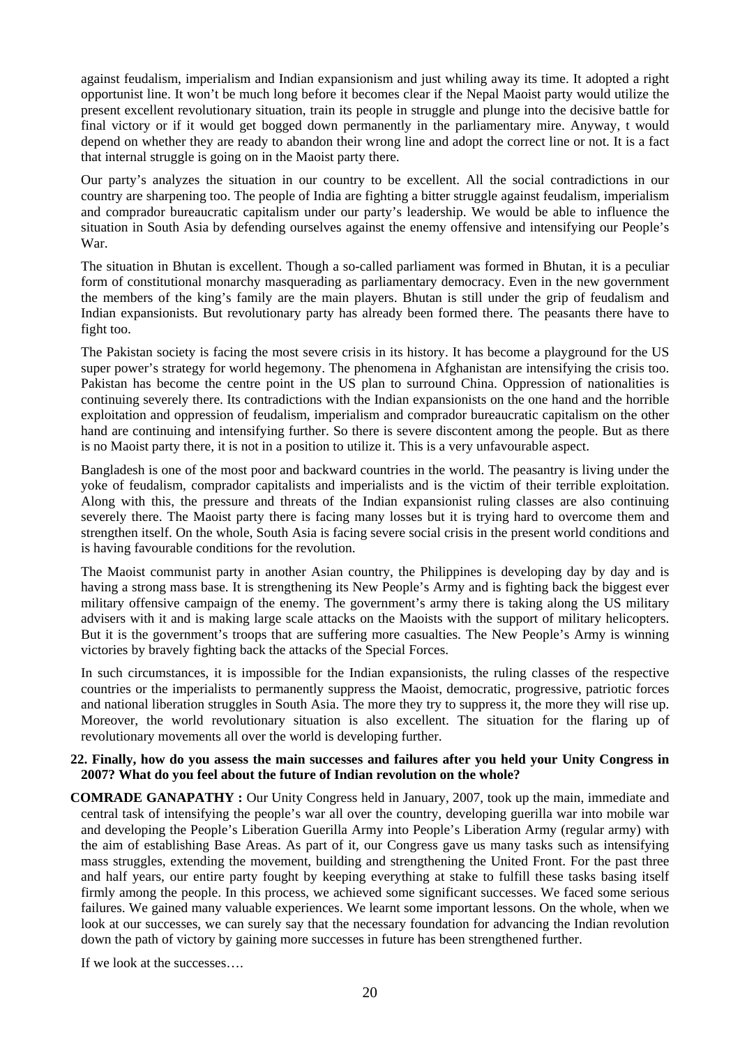against feudalism, imperialism and Indian expansionism and just whiling away its time. It adopted a right opportunist line. It won't be much long before it becomes clear if the Nepal Maoist party would utilize the present excellent revolutionary situation, train its people in struggle and plunge into the decisive battle for final victory or if it would get bogged down permanently in the parliamentary mire. Anyway, t would depend on whether they are ready to abandon their wrong line and adopt the correct line or not. It is a fact that internal struggle is going on in the Maoist party there.

Our party's analyzes the situation in our country to be excellent. All the social contradictions in our country are sharpening too. The people of India are fighting a bitter struggle against feudalism, imperialism and comprador bureaucratic capitalism under our party's leadership. We would be able to influence the situation in South Asia by defending ourselves against the enemy offensive and intensifying our People's War.

The situation in Bhutan is excellent. Though a so-called parliament was formed in Bhutan, it is a peculiar form of constitutional monarchy masquerading as parliamentary democracy. Even in the new government the members of the king's family are the main players. Bhutan is still under the grip of feudalism and Indian expansionists. But revolutionary party has already been formed there. The peasants there have to fight too.

The Pakistan society is facing the most severe crisis in its history. It has become a playground for the US super power's strategy for world hegemony. The phenomena in Afghanistan are intensifying the crisis too. Pakistan has become the centre point in the US plan to surround China. Oppression of nationalities is continuing severely there. Its contradictions with the Indian expansionists on the one hand and the horrible exploitation and oppression of feudalism, imperialism and comprador bureaucratic capitalism on the other hand are continuing and intensifying further. So there is severe discontent among the people. But as there is no Maoist party there, it is not in a position to utilize it. This is a very unfavourable aspect.

Bangladesh is one of the most poor and backward countries in the world. The peasantry is living under the yoke of feudalism, comprador capitalists and imperialists and is the victim of their terrible exploitation. Along with this, the pressure and threats of the Indian expansionist ruling classes are also continuing severely there. The Maoist party there is facing many losses but it is trying hard to overcome them and strengthen itself. On the whole, South Asia is facing severe social crisis in the present world conditions and is having favourable conditions for the revolution.

The Maoist communist party in another Asian country, the Philippines is developing day by day and is having a strong mass base. It is strengthening its New People's Army and is fighting back the biggest ever military offensive campaign of the enemy. The government's army there is taking along the US military advisers with it and is making large scale attacks on the Maoists with the support of military helicopters. But it is the government's troops that are suffering more casualties. The New People's Army is winning victories by bravely fighting back the attacks of the Special Forces.

In such circumstances, it is impossible for the Indian expansionists, the ruling classes of the respective countries or the imperialists to permanently suppress the Maoist, democratic, progressive, patriotic forces and national liberation struggles in South Asia. The more they try to suppress it, the more they will rise up. Moreover, the world revolutionary situation is also excellent. The situation for the flaring up of revolutionary movements all over the world is developing further.

**22. Finally, how do you assess the main successes and failures after you held your Unity Congress in 2007? What do you feel about the future of Indian revolution on the whole?**

**COMRADE GANAPATHY :** Our Unity Congress held in January, 2007, took up the main, immediate and central task of intensifying the people's war all over the country, developing guerilla war into mobile war and developing the People's Liberation Guerilla Army into People's Liberation Army (regular army) with the aim of establishing Base Areas. As part of it, our Congress gave us many tasks such as intensifying mass struggles, extending the movement, building and strengthening the United Front. For the past three and half years, our entire party fought by keeping everything at stake to fulfill these tasks basing itself firmly among the people. In this process, we achieved some significant successes. We faced some serious failures. We gained many valuable experiences. We learnt some important lessons. On the whole, when we look at our successes, we can surely say that the necessary foundation for advancing the Indian revolution down the path of victory by gaining more successes in future has been strengthened further.

If we look at the successes….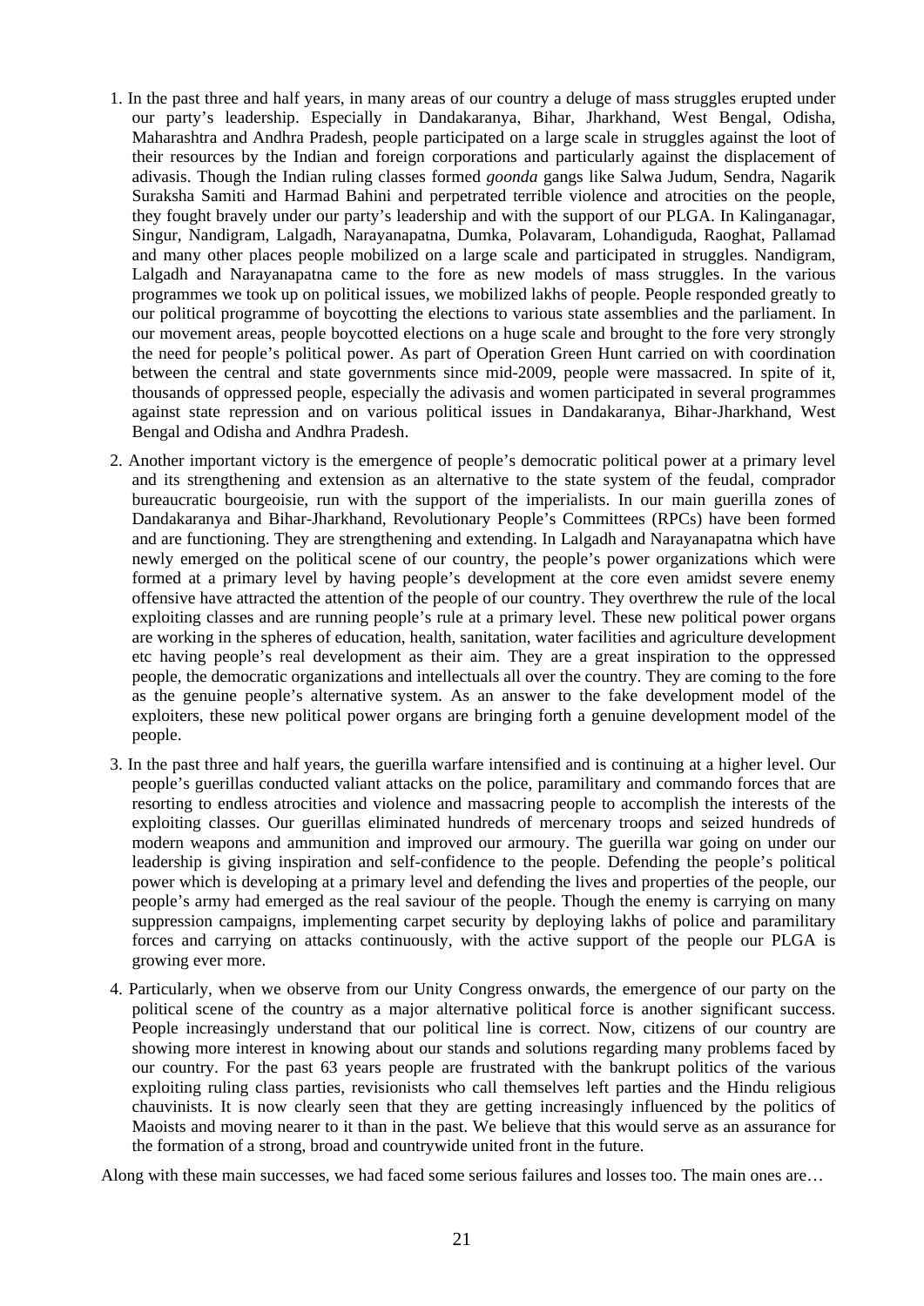1. In the past three and half years, in many areas of our country a deluge of mass struggles erupted under our party's leadership. Especially in Dandakaranya, Bihar, Jharkhand, West Bengal, Odisha, Maharashtra and Andhra Pradesh, people participated on a large scale in struggles against the loot of their resources by the Indian and foreign corporations and particularly against the displacement of adivasis. Though the Indian ruling classes formed *goonda* gangs like Salwa Judum, Sendra, Nagarik Suraksha Samiti and Harmad Bahini and perpetrated terrible violence and atrocities on the people, they fought bravely under our party's leadership and with the support of our PLGA. In Kalinganagar, Singur, Nandigram, Lalgadh, Narayanapatna, Dumka, Polavaram, Lohandiguda, Raoghat, Pallamad and many other places people mobilized on a large scale and participated in struggles. Nandigram, Lalgadh and Narayanapatna came to the fore as new models of mass struggles. In the various programmes we took up on political issues, we mobilized lakhs of people. People responded greatly to our political programme of boycotting the elections to various state assemblies and the parliament. In our movement areas, people boycotted elections on a huge scale and brought to the fore very strongly the need for people's political power. As part of Operation Green Hunt carried on with coordination between the central and state governments since mid-2009, people were massacred. In spite of it, thousands of oppressed people, especially the adivasis and women participated in several programmes against state repression and on various political issues in Dandakaranya, Bihar-Jharkhand, West Bengal and Odisha and Andhra Pradesh.

2. Another important victory is the emergence of people's democratic political power at a primary level and its strengthening and extension as an alternative to the state system of the feudal, comprador bureaucratic bourgeoisie, run with the support of the imperialists. In our main guerilla zones of Dandakaranya and Bihar-Jharkhand, Revolutionary People's Committees (RPCs) have been formed and are functioning. They are strengthening and extending. In Lalgadh and Narayanapatna which have newly emerged on the political scene of our country, the people's power organizations which were formed at a primary level by having people's development at the core even amidst severe enemy offensive have attracted the attention of the people of our country. They overthrew the rule of the local exploiting classes and are running people's rule at a primary level. These new political power organs are working in the spheres of education, health, sanitation, water facilities and agriculture development etc having people's real development as their aim. They are a great inspiration to the oppressed people, the democratic organizations and intellectuals all over the country. They are coming to the fore as the genuine people's alternative system. As an answer to the fake development model of the exploiters, these new political power organs are bringing forth a genuine development model of the people.

3. In the past three and half years, the guerilla warfare intensified and is continuing at a higher level. Our people's guerillas conducted valiant attacks on the police, paramilitary and commando forces that are resorting to endless atrocities and violence and massacring people to accomplish the interests of the exploiting classes. Our guerillas eliminated hundreds of mercenary troops and seized hundreds of modern weapons and ammunition and improved our armoury. The guerilla war going on under our leadership is giving inspiration and self-confidence to the people. Defending the people's political power which is developing at a primary level and defending the lives and properties of the people, our people's army had emerged as the real saviour of the people. Though the enemy is carrying on many suppression campaigns, implementing carpet security by deploying lakhs of police and paramilitary forces and carrying on attacks continuously, with the active support of the people our PLGA is growing ever more.

4. Particularly, when we observe from our Unity Congress onwards, the emergence of our party on the political scene of the country as a major alternative political force is another significant success. People increasingly understand that our political line is correct. Now, citizens of our country are showing more interest in knowing about our stands and solutions regarding many problems faced by our country. For the past 63 years people are frustrated with the bankrupt politics of the various exploiting ruling class parties, revisionists who call themselves left parties and the Hindu religious chauvinists. It is now clearly seen that they are getting increasingly influenced by the politics of Maoists and moving nearer to it than in the past. We believe that this would serve as an assurance for the formation of a strong, broad and countrywide united front in the future.

Along with these main successes, we had faced some serious failures and losses too. The main ones are…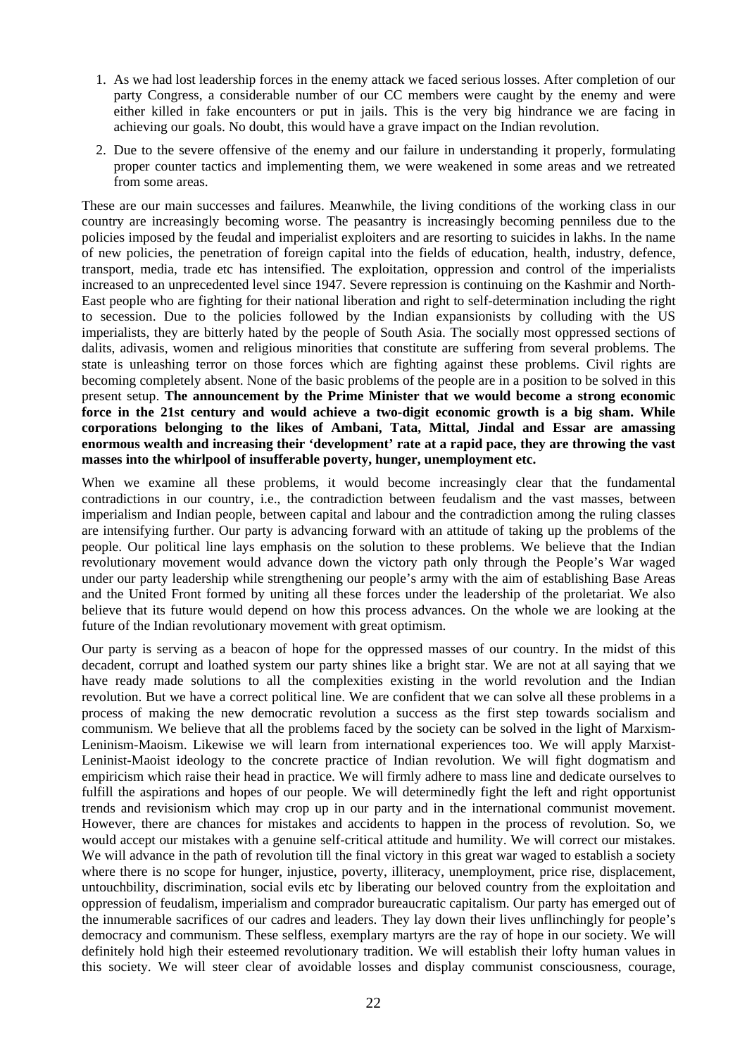1. As we had lost leadership forces in the enemy attack we faced serious losses. After completion of our party Congress, a considerable number of our CC members were caught by the enemy and were either killed in fake encounters or put in jails. This is the very big hindrance we are facing in achieving our goals. No doubt, this would have a grave impact on the Indian revolution.

2. Due to the severe offensive of the enemy and our failure in understanding it properly, formulating proper counter tactics and implementing them, we were weakened in some areas and we retreated from some areas.

These are our main successes and failures. Meanwhile, the living conditions of the working class in our country are increasingly becoming worse. The peasantry is increasingly becoming penniless due to the policies imposed by the feudal and imperialist exploiters and are resorting to suicides in lakhs. In the name of new policies, the penetration of foreign capital into the fields of education, health, industry, defence, transport, media, trade etc has intensified. The exploitation, oppression and control of the imperialists increased to an unprecedented level since 1947. Severe repression is continuing on the Kashmir and North-East people who are fighting for their national liberation and right to self-determination including the right to secession. Due to the policies followed by the Indian expansionists by colluding with the US imperialists, they are bitterly hated by the people of South Asia. The socially most oppressed sections of dalits, adivasis, women and religious minorities that constitute are suffering from several problems. The state is unleashing terror on those forces which are fighting against these problems. Civil rights are becoming completely absent. None of the basic problems of the people are in a position to be solved in this present setup. **The announcement by the Prime Minister that we would become a strong economic force in the 21st century and would achieve a two-digit economic growth is a big sham. While corporations belonging to the likes of Ambani, Tata, Mittal, Jindal and Essar are amassing enormous wealth and increasing their 'development' rate at a rapid pace, they are throwing the vast masses into the whirlpool of insufferable poverty, hunger, unemployment etc.**

When we examine all these problems, it would become increasingly clear that the fundamental contradictions in our country, i.e., the contradiction between feudalism and the vast masses, between imperialism and Indian people, between capital and labour and the contradiction among the ruling classes are intensifying further. Our party is advancing forward with an attitude of taking up the problems of the people. Our political line lays emphasis on the solution to these problems. We believe that the Indian revolutionary movement would advance down the victory path only through the People's War waged under our party leadership while strengthening our people's army with the aim of establishing Base Areas and the United Front formed by uniting all these forces under the leadership of the proletariat. We also believe that its future would depend on how this process advances. On the whole we are looking at the future of the Indian revolutionary movement with great optimism.

Our party is serving as a beacon of hope for the oppressed masses of our country. In the midst of this decadent, corrupt and loathed system our party shines like a bright star. We are not at all saying that we have ready made solutions to all the complexities existing in the world revolution and the Indian revolution. But we have a correct political line. We are confident that we can solve all these problems in a process of making the new democratic revolution a success as the first step towards socialism and communism. We believe that all the problems faced by the society can be solved in the light of Marxism-Leninism-Maoism. Likewise we will learn from international experiences too. We will apply Marxist-Leninist-Maoist ideology to the concrete practice of Indian revolution. We will fight dogmatism and empiricism which raise their head in practice. We will firmly adhere to mass line and dedicate ourselves to fulfill the aspirations and hopes of our people. We will determinedly fight the left and right opportunist trends and revisionism which may crop up in our party and in the international communist movement. However, there are chances for mistakes and accidents to happen in the process of revolution. So, we would accept our mistakes with a genuine self-critical attitude and humility. We will correct our mistakes. We will advance in the path of revolution till the final victory in this great war waged to establish a society where there is no scope for hunger, injustice, poverty, illiteracy, unemployment, price rise, displacement, untouchbility, discrimination, social evils etc by liberating our beloved country from the exploitation and oppression of feudalism, imperialism and comprador bureaucratic capitalism. Our party has emerged out of the innumerable sacrifices of our cadres and leaders. They lay down their lives unflinchingly for people's democracy and communism. These selfless, exemplary martyrs are the ray of hope in our society. We will definitely hold high their esteemed revolutionary tradition. We will establish their lofty human values in this society. We will steer clear of avoidable losses and display communist consciousness, courage,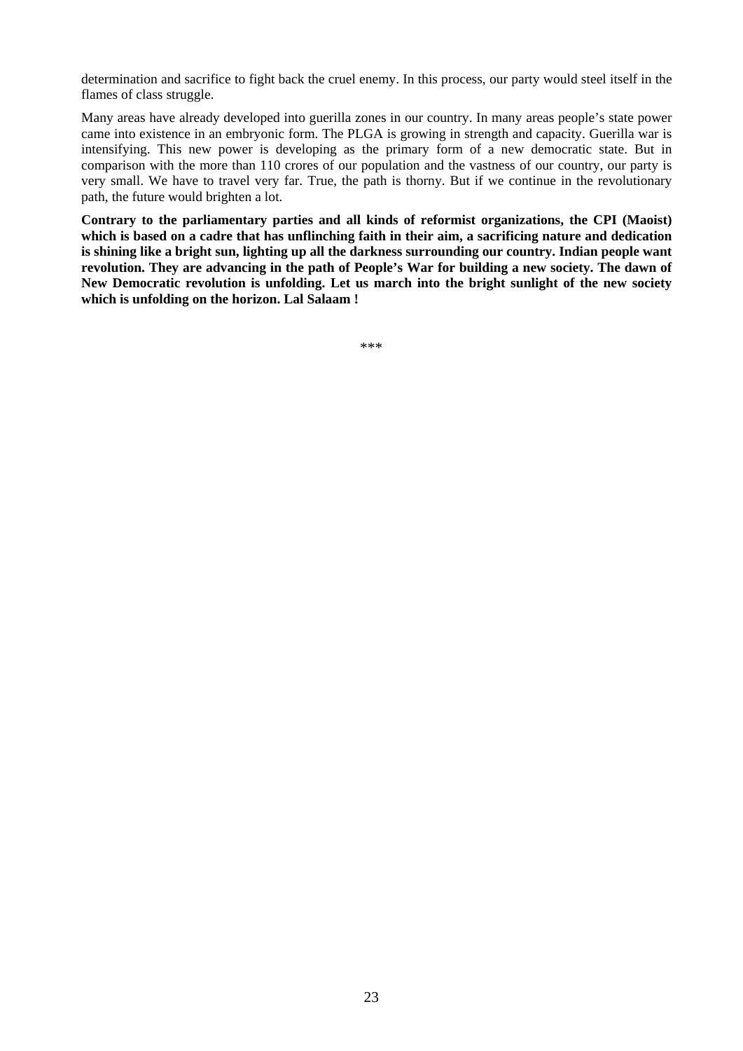determination and sacrifice to fight back the cruel enemy. In this process, our party would steel itself in the flames of class struggle.

Many areas have already developed into guerilla zones in our country. In many areas people's state power came into existence in an embryonic form. The PLGA is growing in strength and capacity. Guerilla war is intensifying. This new power is developing as the primary form of a new democratic state. But in comparison with the more than 110 crores of our population and the vastness of our country, our party is very small. We have to travel very far. True, the path is thorny. But if we continue in the revolutionary path, the future would brighten a lot.

**Contrary to the parliamentary parties and all kinds of reformist organizations, the CPI (Maoist) which is based on a cadre that has unflinching faith in their aim, a sacrificing nature and dedication is shining like a bright sun, lighting up all the darkness surrounding our country. Indian people want revolution. They are advancing in the path of People's War for building a new society. The dawn of New Democratic revolution is unfolding. Let us march into the bright sunlight of the new society which is unfolding on the horizon. Lal Salaam !**

***